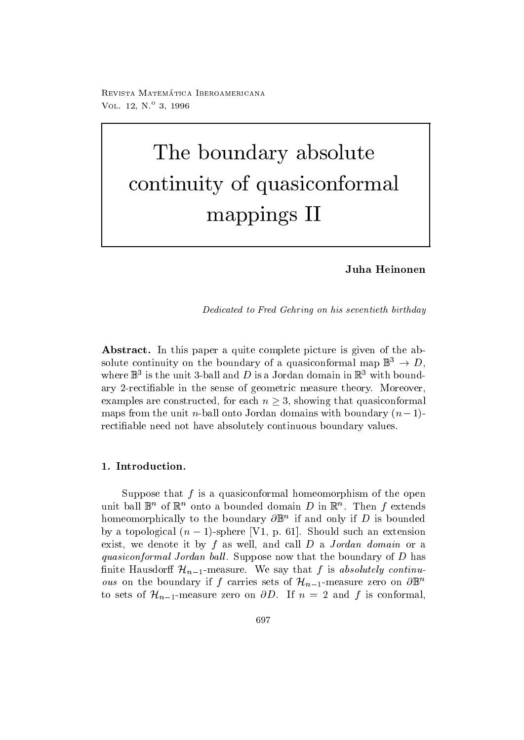# The boundary absolute continuity of quasiconformal mappings II

**Juha Heinonen**

*Dedicated to Fred Gehring on his seventieth birthday*

**Abstract.** In this paper a quite complete picture is given of the absolute continuity on the boundary of a quasiconformal map $\mathbb{B}^3 \to D$, where $\mathbb{B}^3$ is the unit 3-ball and $D$ is a Jordan domain in $\mathbb{R}^3$ with boundary 2-rectifiable in the sense of geometric measure theory. Moreover, examples are constructed, for each $n \geq 3$, showing that quasiconformal maps from the unit $n$-ball onto Jordan domains with boundary $(n-1)$-rectifiable need not have absolutely continuous boundary values.

## 1. Introduction.

Suppose that $f$ is a quasiconformal homeomorphism of the open unit ball $\mathbb{B}^n$ of $\mathbb{R}^n$ onto a bounded domain $D$ in $\mathbb{R}^n$. Then $f$ extends homeomorphically to the boundary $\partial \mathbb{B}^n$ if and only if $D$ is bounded by a topological $(n-1)$-sphere [V1, p. 61]. Should such an extension exist, we denote it by $f$ as well, and call $D$ a *Jordan domain* or a *quasiconformal Jordan ball*. Suppose now that the boundary of $D$ has finite Hausdorff $\mathcal{H}_{n-1}$-measure. We say that $f$ is *absolutely continuous* on the boundary if $f$ carries sets of $\mathcal{H}_{n-1}$-measure zero on $\partial \mathbb{B}^n$ to sets of $\mathcal{H}_{n-1}$-measure zero on $\partial D$. If $n = 2$ and $f$ is conformal,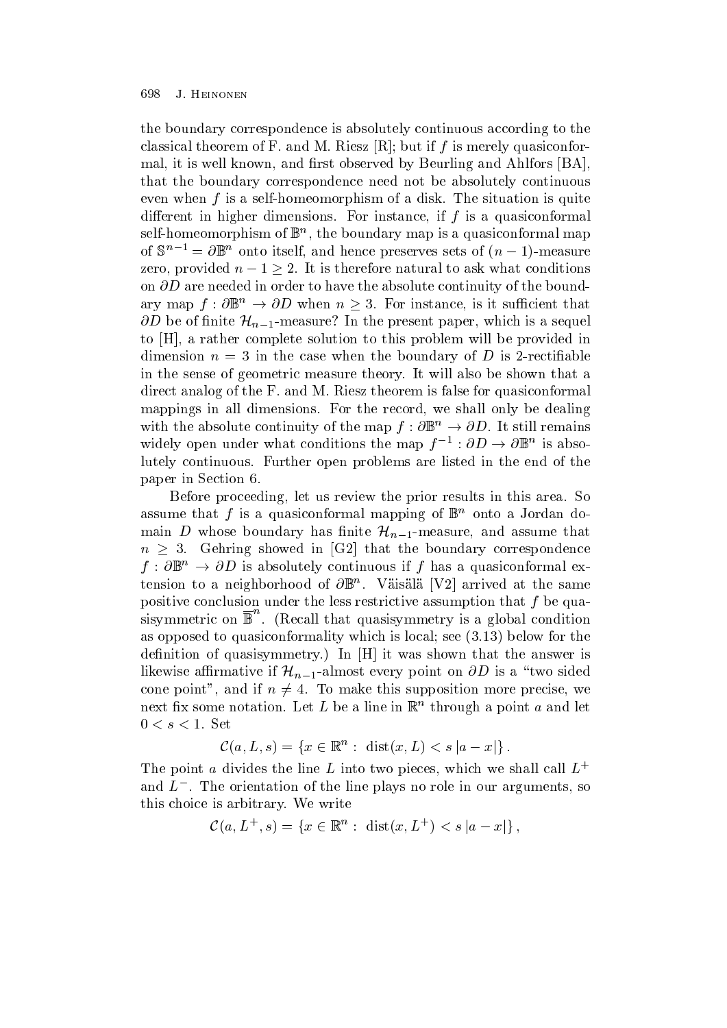the boundary correspondence is absolutely continuous according to the classical theorem of F. and M. Riesz [R]; but if $f$ is merely quasiconformal, it is well known, and first observed by Beurling and Ahlfors [BA], that the boundary correspondence need not be absolutely continuous even when $f$ is a self-homeomorphism of a disk. The situation is quite different in higher dimensions. For instance, if $f$ is a quasiconformal self-homeomorphism of $\mathbb{B}^n$, the boundary map is a quasiconformal map of $\mathbb{S}^{n-1} = \partial\mathbb{B}^n$ onto itself, and hence preserves sets of $(n-1)$-measure zero, provided $n - 1 \geq 2$. It is therefore natural to ask what conditions on $\partial D$ are needed in order to have the absolute continuity of the boundary map $f : \partial\mathbb{B}^n \to \partial D$ when $n \geq 3$. For instance, is it sufficient that $\partial D$ be of finite $\mathcal{H}_{n-1}$-measure? In the present paper, which is a sequel to [H], a rather complete solution to this problem will be provided in dimension $n = 3$ in the case when the boundary of $D$ is 2-rectifiable in the sense of geometric measure theory. It will also be shown that a direct analog of the F. and M. Riesz theorem is false for quasiconformal mappings in all dimensions. For the record, we shall only be dealing with the absolute continuity of the map $f : \partial\mathbb{B}^n \to \partial D$. It still remains widely open under what conditions the map $f^{-1} : \partial D \to \partial\mathbb{B}^n$ is absolutely continuous. Further open problems are listed in the end of the paper in Section 6.

Before proceeding, let us review the prior results in this area. So assume that $f$ is a quasiconformal mapping of $\mathbb{B}^n$ onto a Jordan domain $D$ whose boundary has finite $\mathcal{H}_{n-1}$-measure, and assume that $n \geq 3$. Gehring showed in [G2] that the boundary correspondence $f : \partial\mathbb{B}^n \to \partial D$ is absolutely continuous if $f$ has a quasiconformal extension to a neighborhood of $\partial\mathbb{B}^n$. Väisälä [V2] arrived at the same positive conclusion under the less restrictive assumption that $f$ be quasisymmetric on $\overline{\mathbb{B}}^n$. (Recall that quasisymmetry is a global condition as opposed to quasiconformality which is local; see (3.13) below for the definition of quasisymmetry.) In [H] it was shown that the answer is likewise affirmative if $\mathcal{H}_{n-1}$-almost every point on $\partial D$ is a "two sided cone point", and if $n \neq 4$. To make this supposition more precise, we next fix some notation. Let $L$ be a line in $\mathbb{R}^n$ through a point $a$ and let $0 < s < 1$. Set

$$\mathcal{C}(a, L, s) = \{x \in \mathbb{R}^n : \operatorname{dist}(x, L) < s\,|a - x|\}.$$

The point $a$ divides the line $L$ into two pieces, which we shall call $L^+$ and $L^-$. The orientation of the line plays no role in our arguments, so this choice is arbitrary. We write

$$\mathcal{C}(a, L^+, s) = \{x \in \mathbb{R}^n : \operatorname{dist}(x, L^+) < s\,|a - x|\},$$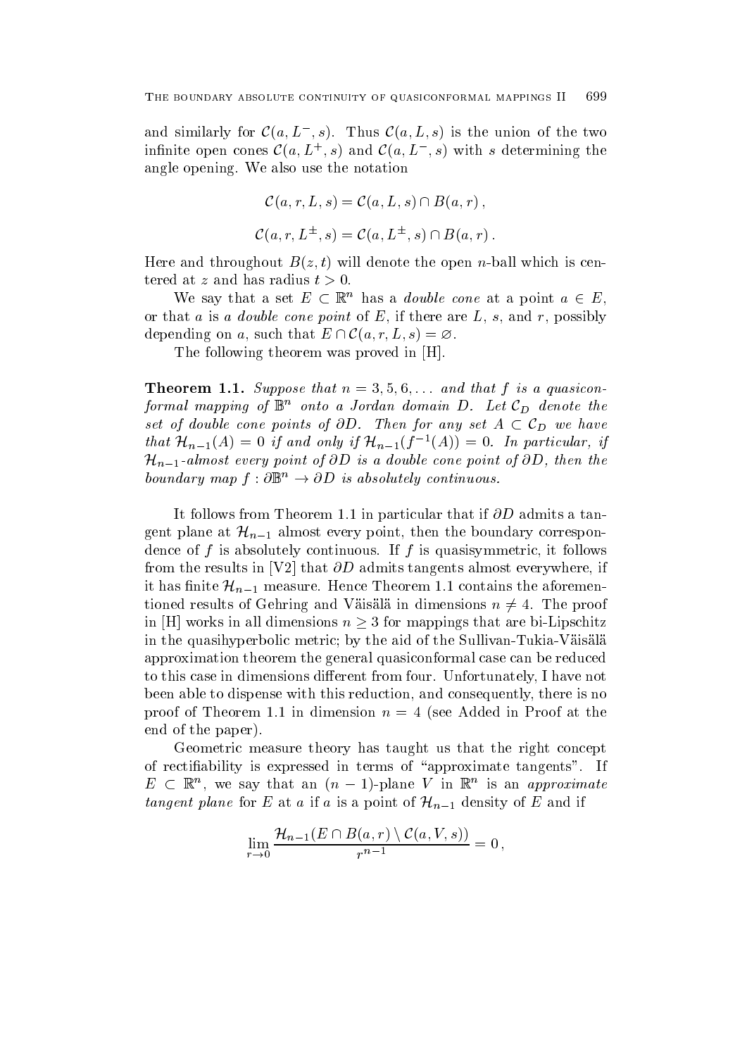and similarly for $\mathcal{C}(a, L^-, s)$. Thus $\mathcal{C}(a, L, s)$ is the union of the two infinite open cones $\mathcal{C}(a, L^+, s)$ and $\mathcal{C}(a, L^-, s)$ with $s$ determining the angle opening. We also use the notation

$$\mathcal{C}(a, r, L, s) = \mathcal{C}(a, L, s) \cap B(a, r)\,,$$

$$\mathcal{C}(a, r, L^{\pm}, s) = \mathcal{C}(a, L^{\pm}, s) \cap B(a, r)\,.$$

Here and throughout $B(z, t)$ will denote the open $n$-ball which is centered at $z$ and has radius $t > 0$.

We say that a set $E \subset \mathbb{R}^n$ has a *double cone* at a point $a \in E$, or that $a$ is *a double cone point* of $E$, if there are $L$, $s$, and $r$, possibly depending on $a$, such that $E \cap \mathcal{C}(a, r, L, s) = \varnothing$.

The following theorem was proved in [H].

**Theorem 1.1.** *Suppose that $n = 3, 5, 6, \ldots$ and that $f$ is a quasiconformal mapping of $\mathbb{B}^n$ onto a Jordan domain $D$. Let $\mathcal{C}_D$ denote the set of double cone points of $\partial D$. Then for any set $A \subset \mathcal{C}_D$ we have that $\mathcal{H}_{n-1}(A) = 0$ if and only if $\mathcal{H}_{n-1}(f^{-1}(A)) = 0$. In particular, if $\mathcal{H}_{n-1}$-almost every point of $\partial D$ is a double cone point of $\partial D$, then the boundary map $f : \partial\mathbb{B}^n \to \partial D$ is absolutely continuous.*

It follows from Theorem 1.1 in particular that if $\partial D$ admits a tangent plane at $\mathcal{H}_{n-1}$ almost every point, then the boundary correspondence of $f$ is absolutely continuous. If $f$ is quasisymmetric, it follows from the results in [V2] that $\partial D$ admits tangents almost everywhere, if it has finite $\mathcal{H}_{n-1}$ measure. Hence Theorem 1.1 contains the aforementioned results of Gehring and Väisälä in dimensions $n \neq 4$. The proof in [H] works in all dimensions $n \geq 3$ for mappings that are bi-Lipschitz in the quasihyperbolic metric; by the aid of the Sullivan-Tukia-Väisälä approximation theorem the general quasiconformal case can be reduced to this case in dimensions different from four. Unfortunately, I have not been able to dispense with this reduction, and consequently, there is no proof of Theorem 1.1 in dimension $n = 4$ (see Added in Proof at the end of the paper).

Geometric measure theory has taught us that the right concept of rectifiability is expressed in terms of "approximate tangents". If $E \subset \mathbb{R}^n$, we say that an $(n-1)$-plane $V$ in $\mathbb{R}^n$ is an *approximate tangent plane* for $E$ at $a$ if $a$ is a point of $\mathcal{H}_{n-1}$ density of $E$ and if

$$\lim_{r \to 0} \frac{\mathcal{H}_{n-1}(E \cap B(a, r) \setminus \mathcal{C}(a, V, s))}{r^{n-1}} = 0\,,$$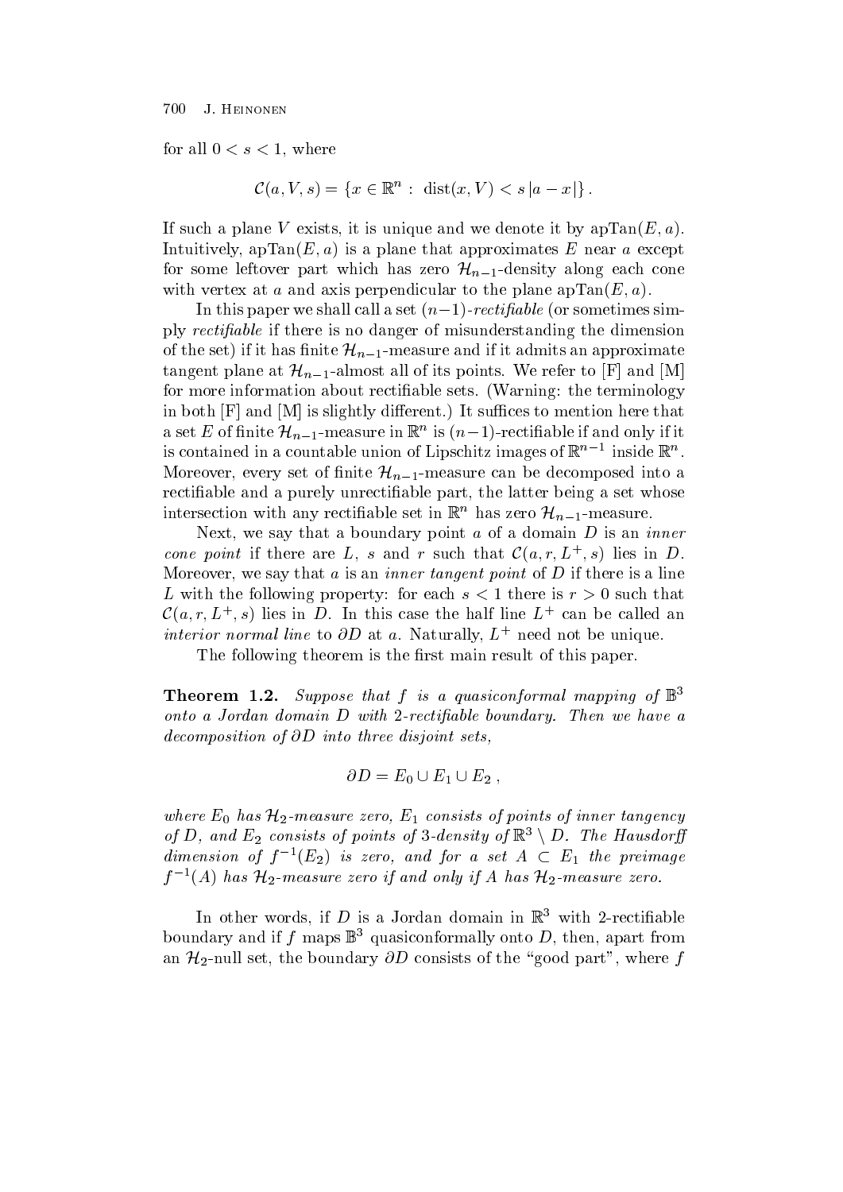for all $0 < s < 1$, where

$$\mathcal{C}(a, V, s) = \{x \in \mathbb{R}^n : \operatorname{dist}(x, V) < s\,|a - x|\}.$$

If such a plane $V$ exists, it is unique and we denote it by $\operatorname{apTan}(E, a)$. Intuitively, $\operatorname{apTan}(E, a)$ is a plane that approximates $E$ near $a$ except for some leftover part which has zero $\mathcal{H}_{n-1}$-density along each cone with vertex at $a$ and axis perpendicular to the plane $\operatorname{apTan}(E, a)$.

In this paper we shall call a set $(n-1)$-*rectifiable* (or sometimes simply *rectifiable* if there is no danger of misunderstanding the dimension of the set) if it has finite $\mathcal{H}_{n-1}$-measure and if it admits an approximate tangent plane at $\mathcal{H}_{n-1}$-almost all of its points. We refer to [F] and [M] for more information about rectifiable sets. (Warning: the terminology in both [F] and [M] is slightly different.) It suffices to mention here that a set $E$ of finite $\mathcal{H}_{n-1}$-measure in $\mathbb{R}^n$ is $(n-1)$-rectifiable if and only if it is contained in a countable union of Lipschitz images of $\mathbb{R}^{n-1}$ inside $\mathbb{R}^n$. Moreover, every set of finite $\mathcal{H}_{n-1}$-measure can be decomposed into a rectifiable and a purely unrectifiable part, the latter being a set whose intersection with any rectifiable set in $\mathbb{R}^n$ has zero $\mathcal{H}_{n-1}$-measure.

Next, we say that a boundary point $a$ of a domain $D$ is an *inner cone point* if there are $L$, $s$ and $r$ such that $\mathcal{C}(a, r, L^+, s)$ lies in $D$. Moreover, we say that $a$ is an *inner tangent point* of $D$ if there is a line $L$ with the following property: for each $s < 1$ there is $r > 0$ such that $\mathcal{C}(a, r, L^+, s)$ lies in $D$. In this case the half line $L^+$ can be called an *interior normal line* to $\partial D$ at $a$. Naturally, $L^+$ need not be unique.

The following theorem is the first main result of this paper.

**Theorem 1.2.** *Suppose that $f$ is a quasiconformal mapping of $\mathbb{B}^3$ onto a Jordan domain $D$ with 2-rectifiable boundary. Then we have a decomposition of $\partial D$ into three disjoint sets,*

$$\partial D = E_0 \cup E_1 \cup E_2\,,$$

*where $E_0$ has $\mathcal{H}_2$-measure zero, $E_1$ consists of points of inner tangency of $D$, and $E_2$ consists of points of 3-density of $\mathbb{R}^3 \setminus D$. The Hausdorff dimension of $f^{-1}(E_2)$ is zero, and for a set $A \subset E_1$ the preimage $f^{-1}(A)$ has $\mathcal{H}_2$-measure zero if and only if $A$ has $\mathcal{H}_2$-measure zero.*

In other words, if $D$ is a Jordan domain in $\mathbb{R}^3$ with 2-rectifiable boundary and if $f$ maps $\mathbb{B}^3$ quasiconformally onto $D$, then, apart from an $\mathcal{H}_2$-null set, the boundary $\partial D$ consists of the "good part", where $f$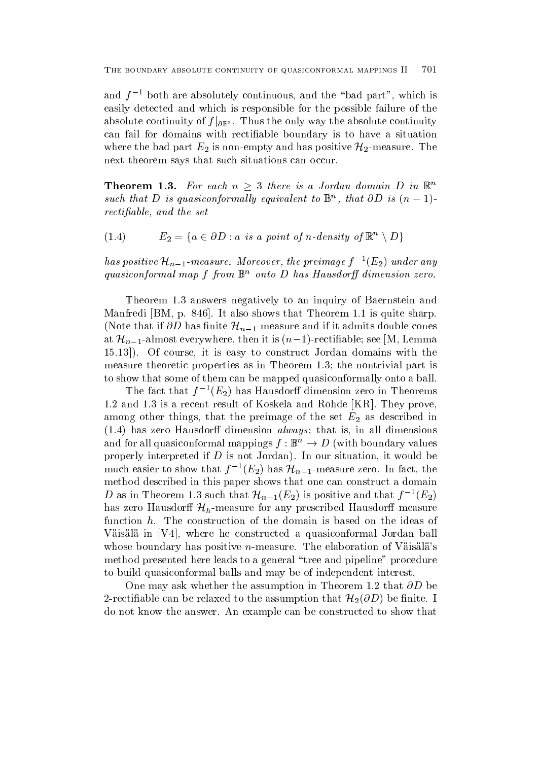and $f^{-1}$ both are absolutely continuous, and the "bad part", which is easily detected and which is responsible for the possible failure of the absolute continuity of $f|_{\partial\mathbb{B}^3}$. Thus the only way the absolute continuity can fail for domains with rectifiable boundary is to have a situation where the bad part $E_2$ is non-empty and has positive $\mathcal{H}_2$-measure. The next theorem says that such situations can occur.

**Theorem 1.3.** *For each $n \geq 3$ there is a Jordan domain $D$ in $\mathbb{R}^n$ such that $D$ is quasiconformally equivalent to $\mathbb{B}^n$, that $\partial D$ is $(n-1)$-rectifiable, and the set*

$$E_2 = \{a \in \partial D : a \text{ is a point of } n\text{-density of } \mathbb{R}^n \setminus D\} \tag{1.4}$$

*has positive $\mathcal{H}_{n-1}$-measure. Moreover, the preimage $f^{-1}(E_2)$ under any quasiconformal map $f$ from $\mathbb{B}^n$ onto $D$ has Hausdorff dimension zero.*

Theorem 1.3 answers negatively to an inquiry of Baernstein and Manfredi [BM, p. 846]. It also shows that Theorem 1.1 is quite sharp. (Note that if $\partial D$ has finite $\mathcal{H}_{n-1}$-measure and if it admits double cones at $\mathcal{H}_{n-1}$-almost everywhere, then it is $(n-1)$-rectifiable; see [M, Lemma 15.13]). Of course, it is easy to construct Jordan domains with the measure theoretic properties as in Theorem 1.3; the nontrivial part is to show that some of them can be mapped quasiconformally onto a ball.

The fact that $f^{-1}(E_2)$ has Hausdorff dimension zero in Theorems 1.2 and 1.3 is a recent result of Koskela and Rohde [KR]. They prove, among other things, that the preimage of the set $E_2$ as described in (1.4) has zero Hausdorff dimension *always*; that is, in all dimensions and for all quasiconformal mappings $f : \mathbb{B}^n \to D$ (with boundary values properly interpreted if $D$ is not Jordan). In our situation, it would be much easier to show that $f^{-1}(E_2)$ has $\mathcal{H}_{n-1}$-measure zero. In fact, the method described in this paper shows that one can construct a domain $D$ as in Theorem 1.3 such that $\mathcal{H}_{n-1}(E_2)$ is positive and that $f^{-1}(E_2)$ has zero Hausdorff $\mathcal{H}_h$-measure for any prescribed Hausdorff measure function $h$. The construction of the domain is based on the ideas of Väisälä in [V4], where he constructed a quasiconformal Jordan ball whose boundary has positive $n$-measure. The elaboration of Väisälä's method presented here leads to a general "tree and pipeline" procedure to build quasiconformal balls and may be of independent interest.

One may ask whether the assumption in Theorem 1.2 that $\partial D$ be 2-rectifiable can be relaxed to the assumption that $\mathcal{H}_2(\partial D)$ be finite. I do not know the answer. An example can be constructed to show that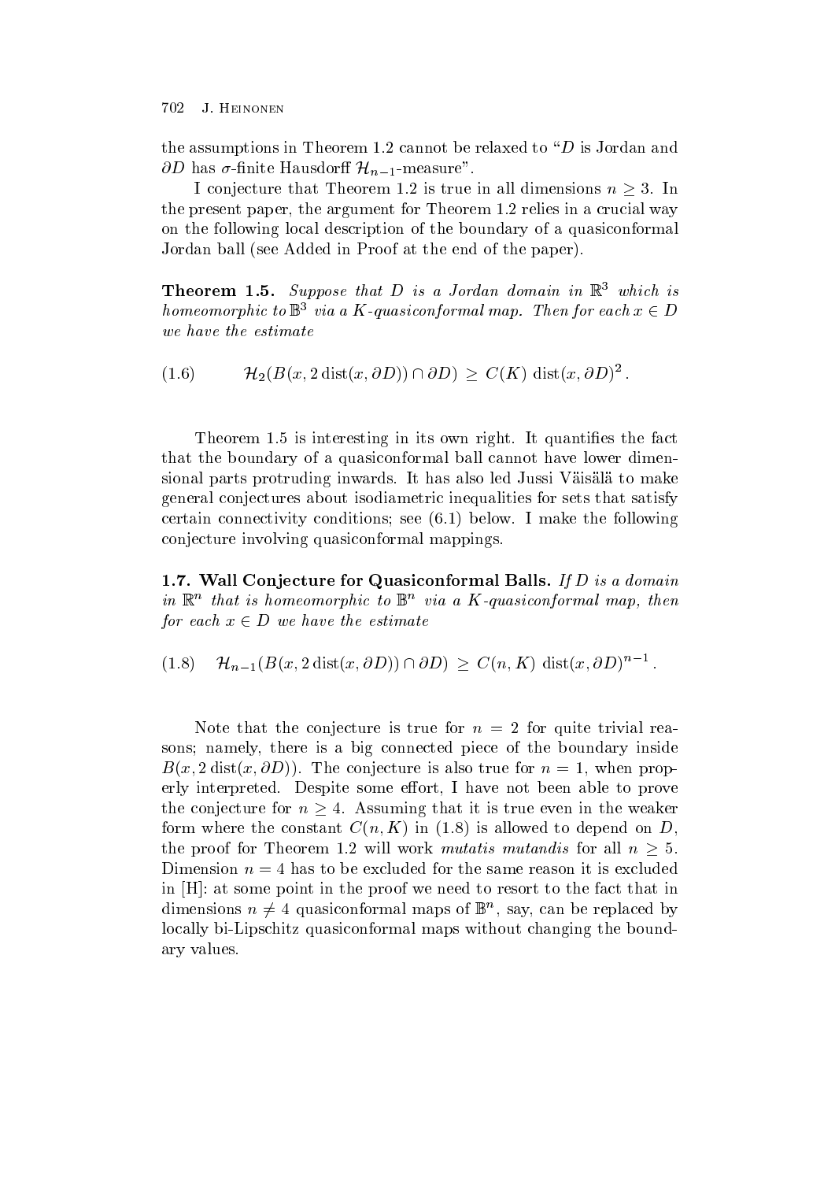the assumptions in Theorem 1.2 cannot be relaxed to "$D$ is Jordan and $\partial D$ has $\sigma$-finite Hausdorff $\mathcal{H}_{n-1}$-measure".

I conjecture that Theorem 1.2 is true in all dimensions $n \geq 3$. In the present paper, the argument for Theorem 1.2 relies in a crucial way on the following local description of the boundary of a quasiconformal Jordan ball (see Added in Proof at the end of the paper).

**Theorem 1.5.** *Suppose that $D$ is a Jordan domain in $\mathbb{R}^3$ which is homeomorphic to $\mathbb{B}^3$ via a $K$-quasiconformal map. Then for each $x \in D$ we have the estimate*

$$\mathcal{H}_2(B(x, 2\operatorname{dist}(x, \partial D)) \cap \partial D) \geq C(K) \operatorname{dist}(x, \partial D)^2 . \tag{1.6}$$

Theorem 1.5 is interesting in its own right. It quantifies the fact that the boundary of a quasiconformal ball cannot have lower dimensional parts protruding inwards. It has also led Jussi Väisälä to make general conjectures about isodiametric inequalities for sets that satisfy certain connectivity conditions; see (6.1) below. I make the following conjecture involving quasiconformal mappings.

**1.7. Wall Conjecture for Quasiconformal Balls.** *If $D$ is a domain in $\mathbb{R}^n$ that is homeomorphic to $\mathbb{B}^n$ via a $K$-quasiconformal map, then for each $x \in D$ we have the estimate*

$$\mathcal{H}_{n-1}(B(x, 2\operatorname{dist}(x, \partial D)) \cap \partial D) \geq C(n, K) \operatorname{dist}(x, \partial D)^{n-1} . \tag{1.8}$$

Note that the conjecture is true for $n = 2$ for quite trivial reasons; namely, there is a big connected piece of the boundary inside $B(x, 2\operatorname{dist}(x, \partial D))$. The conjecture is also true for $n = 1$, when properly interpreted. Despite some effort, I have not been able to prove the conjecture for $n \geq 4$. Assuming that it is true even in the weaker form where the constant $C(n, K)$ in (1.8) is allowed to depend on $D$, the proof for Theorem 1.2 will work *mutatis mutandis* for all $n \geq 5$. Dimension $n = 4$ has to be excluded for the same reason it is excluded in [H]: at some point in the proof we need to resort to the fact that in dimensions $n \neq 4$ quasiconformal maps of $\mathbb{B}^n$, say, can be replaced by locally bi-Lipschitz quasiconformal maps without changing the boundary values.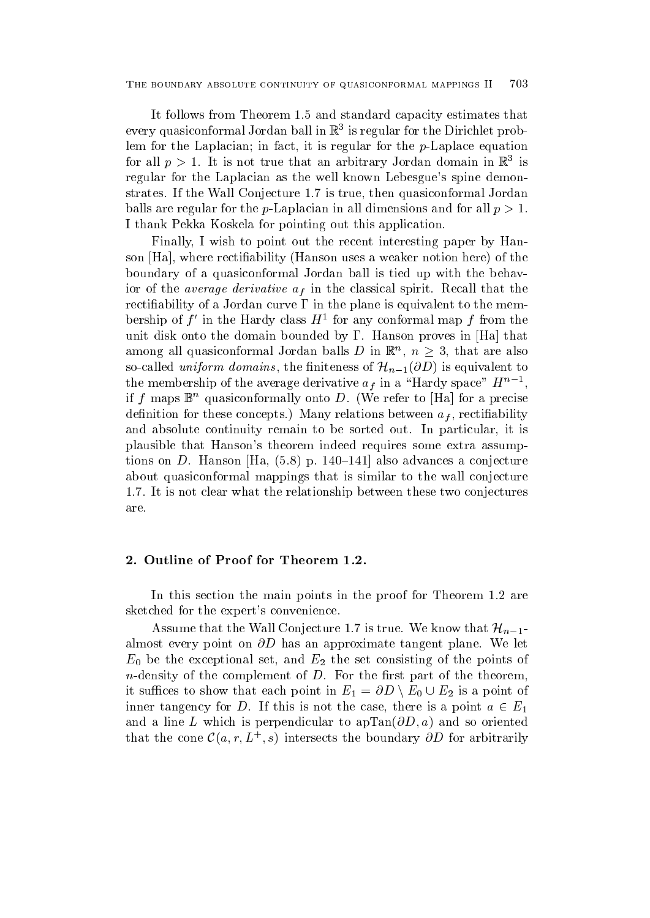It follows from Theorem 1.5 and standard capacity estimates that every quasiconformal Jordan ball in $\mathbb{R}^3$ is regular for the Dirichlet problem for the Laplacian; in fact, it is regular for the $p$-Laplace equation for all $p > 1$. It is not true that an arbitrary Jordan domain in $\mathbb{R}^3$ is regular for the Laplacian as the well known Lebesgue's spine demonstrates. If the Wall Conjecture 1.7 is true, then quasiconformal Jordan balls are regular for the $p$-Laplacian in all dimensions and for all $p > 1$. I thank Pekka Koskela for pointing out this application.

Finally, I wish to point out the recent interesting paper by Hanson [Ha], where rectifiability (Hanson uses a weaker notion here) of the boundary of a quasiconformal Jordan ball is tied up with the behavior of the *average derivative* $a_f$ in the classical spirit. Recall that the rectifiability of a Jordan curve $\Gamma$ in the plane is equivalent to the membership of $f'$ in the Hardy class $H^1$ for any conformal map $f$ from the unit disk onto the domain bounded by $\Gamma$. Hanson proves in [Ha] that among all quasiconformal Jordan balls $D$ in $\mathbb{R}^n$, $n \geq 3$, that are also so-called *uniform domains*, the finiteness of $\mathcal{H}_{n-1}(\partial D)$ is equivalent to the membership of the average derivative $a_f$ in a "Hardy space" $H^{n-1}$, if $f$ maps $\mathbb{B}^n$ quasiconformally onto $D$. (We refer to [Ha] for a precise definition for these concepts.) Many relations between $a_f$, rectifiability and absolute continuity remain to be sorted out. In particular, it is plausible that Hanson's theorem indeed requires some extra assumptions on $D$. Hanson [Ha, (5.8) p. 140–141] also advances a conjecture about quasiconformal mappings that is similar to the wall conjecture 1.7. It is not clear what the relationship between these two conjectures are.

## 2. Outline of Proof for Theorem 1.2.

In this section the main points in the proof for Theorem 1.2 are sketched for the expert's convenience.

Assume that the Wall Conjecture 1.7 is true. We know that $\mathcal{H}_{n-1}$-almost every point on $\partial D$ has an approximate tangent plane. We let $E_0$ be the exceptional set, and $E_2$ the set consisting of the points of $n$-density of the complement of $D$. For the first part of the theorem, it suffices to show that each point in $E_1 = \partial D \setminus E_0 \cup E_2$ is a point of inner tangency for $D$. If this is not the case, there is a point $a \in E_1$ and a line $L$ which is perpendicular to $\mathrm{apTan}(\partial D, a)$ and so oriented that the cone $\mathcal{C}(a, r, L^+, s)$ intersects the boundary $\partial D$ for arbitrarily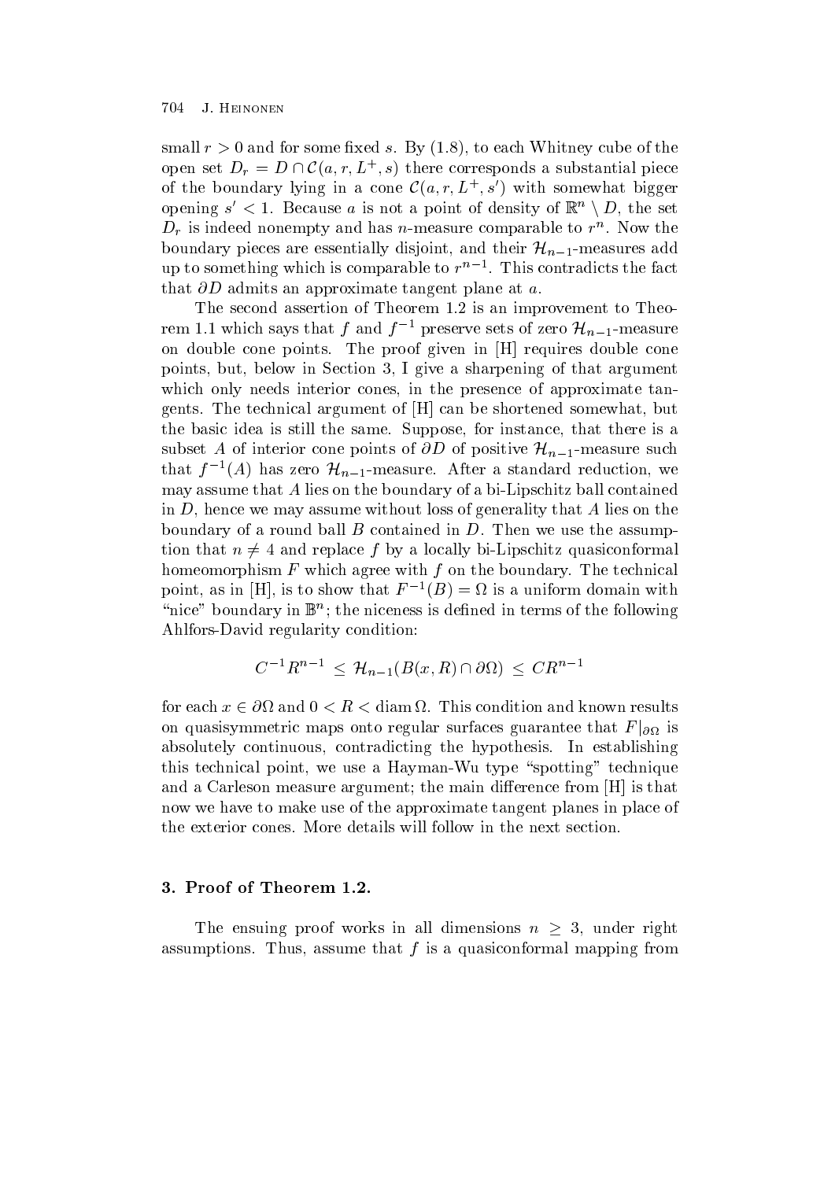small $r > 0$ and for some fixed $s$. By (1.8), to each Whitney cube of the open set $D_r = D \cap \mathcal{C}(a, r, L^+, s)$ there corresponds a substantial piece of the boundary lying in a cone $\mathcal{C}(a, r, L^+, s')$ with somewhat bigger opening $s' < 1$. Because $a$ is not a point of density of $\mathbb{R}^n \setminus D$, the set $D_r$ is indeed nonempty and has $n$-measure comparable to $r^n$. Now the boundary pieces are essentially disjoint, and their $\mathcal{H}_{n-1}$-measures add up to something which is comparable to $r^{n-1}$. This contradicts the fact that $\partial D$ admits an approximate tangent plane at $a$.

The second assertion of Theorem 1.2 is an improvement to Theorem 1.1 which says that $f$ and $f^{-1}$ preserve sets of zero $\mathcal{H}_{n-1}$-measure on double cone points. The proof given in [H] requires double cone points, but, below in Section 3, I give a sharpening of that argument which only needs interior cones, in the presence of approximate tangents. The technical argument of [H] can be shortened somewhat, but the basic idea is still the same. Suppose, for instance, that there is a subset $A$ of interior cone points of $\partial D$ of positive $\mathcal{H}_{n-1}$-measure such that $f^{-1}(A)$ has zero $\mathcal{H}_{n-1}$-measure. After a standard reduction, we may assume that $A$ lies on the boundary of a bi-Lipschitz ball contained in $D$, hence we may assume without loss of generality that $A$ lies on the boundary of a round ball $B$ contained in $D$. Then we use the assumption that $n \neq 4$ and replace $f$ by a locally bi-Lipschitz quasiconformal homeomorphism $F$ which agree with $f$ on the boundary. The technical point, as in [H], is to show that $F^{-1}(B) = \Omega$ is a uniform domain with "nice" boundary in $\mathbb{B}^n$; the niceness is defined in terms of the following Ahlfors-David regularity condition:

$$C^{-1} R^{n-1} \leq \mathcal{H}_{n-1}(B(x, R) \cap \partial\Omega) \leq C R^{n-1}$$

for each $x \in \partial\Omega$ and $0 < R < \operatorname{diam} \Omega$. This condition and known results on quasisymmetric maps onto regular surfaces guarantee that $F|_{\partial\Omega}$ is absolutely continuous, contradicting the hypothesis. In establishing this technical point, we use a Hayman-Wu type "spotting" technique and a Carleson measure argument; the main difference from [H] is that now we have to make use of the approximate tangent planes in place of the exterior cones. More details will follow in the next section.

## 3. Proof of Theorem 1.2.

The ensuing proof works in all dimensions $n \geq 3$, under right assumptions. Thus, assume that $f$ is a quasiconformal mapping from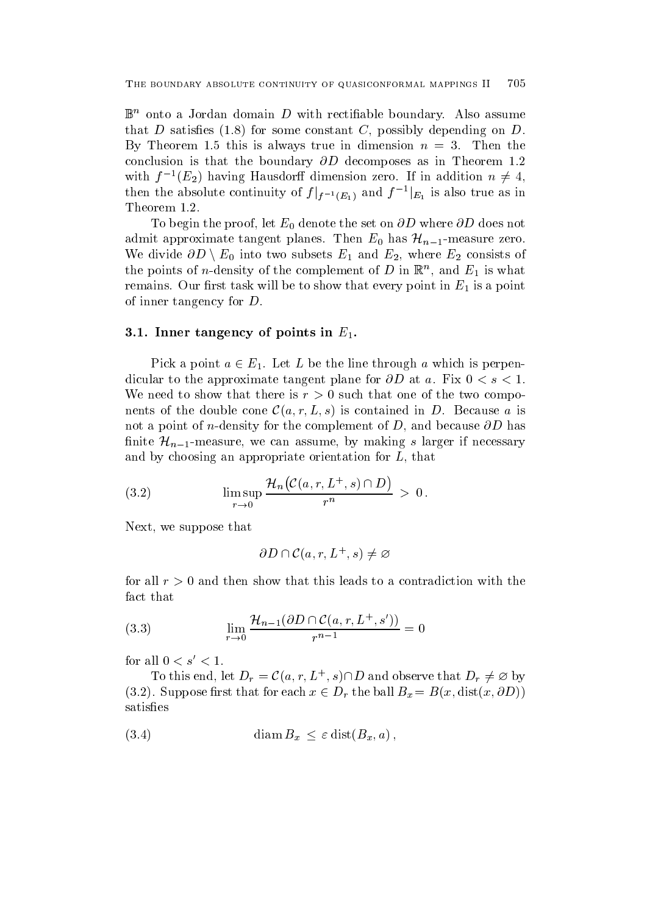$\mathbb{B}^n$ onto a Jordan domain $D$ with rectifiable boundary. Also assume that $D$ satisfies (1.8) for some constant $C$, possibly depending on $D$. By Theorem 1.5 this is always true in dimension $n = 3$. Then the conclusion is that the boundary $\partial D$ decomposes as in Theorem 1.2 with $f^{-1}(E_2)$ having Hausdorff dimension zero. If in addition $n \neq 4$, then the absolute continuity of $f|_{f^{-1}(E_1)}$ and $f^{-1}|_{E_1}$ is also true as in Theorem 1.2.

To begin the proof, let $E_0$ denote the set on $\partial D$ where $\partial D$ does not admit approximate tangent planes. Then $E_0$ has $\mathcal{H}_{n-1}$-measure zero. We divide $\partial D \setminus E_0$ into two subsets $E_1$ and $E_2$, where $E_2$ consists of the points of $n$-density of the complement of $D$ in $\mathbb{R}^n$, and $E_1$ is what remains. Our first task will be to show that every point in $E_1$ is a point of inner tangency for $D$.

### 3.1. Inner tangency of points in $E_1$.

Pick a point $a \in E_1$. Let $L$ be the line through $a$ which is perpendicular to the approximate tangent plane for $\partial D$ at $a$. Fix $0 < s < 1$. We need to show that there is $r > 0$ such that one of the two components of the double cone $\mathcal{C}(a, r, L, s)$ is contained in $D$. Because $a$ is not a point of $n$-density for the complement of $D$, and because $\partial D$ has finite $\mathcal{H}_{n-1}$-measure, we can assume, by making $s$ larger if necessary and by choosing an appropriate orientation for $L$, that

$$\limsup_{r \to 0} \frac{\mathcal{H}_n\big(\mathcal{C}(a, r, L^+, s) \cap D\big)}{r^n} > 0 . \tag{3.2}$$

Next, we suppose that

$$\partial D \cap \mathcal{C}(a, r, L^+, s) \neq \varnothing$$

for all $r > 0$ and then show that this leads to a contradiction with the fact that

$$\lim_{r \to 0} \frac{\mathcal{H}_{n-1}(\partial D \cap \mathcal{C}(a, r, L^+, s'))}{r^{n-1}} = 0 \tag{3.3}$$

for all $0 < s' < 1$.

To this end, let $D_r = \mathcal{C}(a, r, L^+, s) \cap D$ and observe that $D_r \neq \varnothing$ by (3.2). Suppose first that for each $x \in D_r$ the ball $B_x = B(x, \operatorname{dist}(x, \partial D))$ satisfies

$$\operatorname{diam} B_x \leq \varepsilon \operatorname{dist}(B_x, a) , \tag{3.4}$$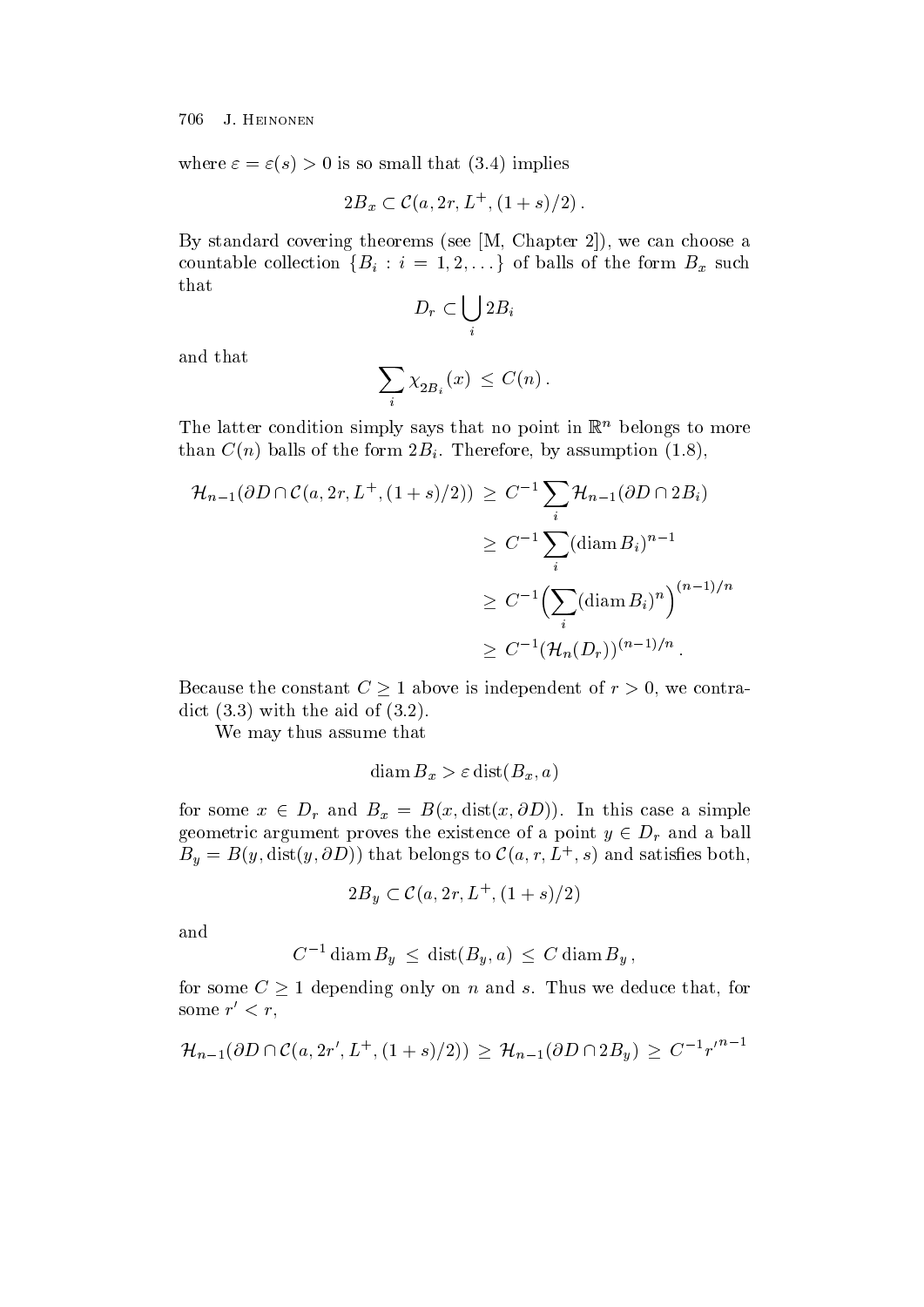where $\varepsilon = \varepsilon(s) > 0$ is so small that (3.4) implies

$$2B_x \subset \mathcal{C}(a, 2r, L^+, (1+s)/2)\,.$$

By standard covering theorems (see [M, Chapter 2]), we can choose a countable collection $\{B_i : i = 1, 2, \dots\}$ of balls of the form $B_x$ such that

$$D_r \subset \bigcup_i 2B_i$$

and that

$$\sum_i \chi_{2B_i}(x) \le C(n)\,.$$

The latter condition simply says that no point in $\mathbb{R}^n$ belongs to more than $C(n)$ balls of the form $2B_i$. Therefore, by assumption (1.8),

$$\begin{aligned}
\mathcal{H}_{n-1}(\partial D \cap \mathcal{C}(a, 2r, L^+, (1+s)/2)) &\ge C^{-1} \sum_i \mathcal{H}_{n-1}(\partial D \cap 2B_i) \\
&\ge C^{-1} \sum_i (\operatorname{diam} B_i)^{n-1} \\
&\ge C^{-1} \Big( \sum_i (\operatorname{diam} B_i)^n \Big)^{(n-1)/n} \\
&\ge C^{-1} (\mathcal{H}_n(D_r))^{(n-1)/n}\,.
\end{aligned}$$

Because the constant $C \ge 1$ above is independent of $r > 0$, we contradict (3.3) with the aid of (3.2).

We may thus assume that

$$\operatorname{diam} B_x > \varepsilon \operatorname{dist}(B_x, a)$$

for some $x \in D_r$ and $B_x = B(x, \operatorname{dist}(x, \partial D))$. In this case a simple geometric argument proves the existence of a point $y \in D_r$ and a ball $B_y = B(y, \operatorname{dist}(y, \partial D))$ that belongs to $\mathcal{C}(a, r, L^+, s)$ and satisfies both,

$$2B_y \subset \mathcal{C}(a, 2r, L^+, (1+s)/2)$$

and

$$C^{-1} \operatorname{diam} B_y \le \operatorname{dist}(B_y, a) \le C \operatorname{diam} B_y\,,$$

for some $C \ge 1$ depending only on $n$ and $s$. Thus we deduce that, for some $r' < r$,

$$\mathcal{H}_{n-1}(\partial D \cap \mathcal{C}(a, 2r', L^+, (1+s)/2)) \ge \mathcal{H}_{n-1}(\partial D \cap 2B_y) \ge C^{-1} {r'}^{n-1}$$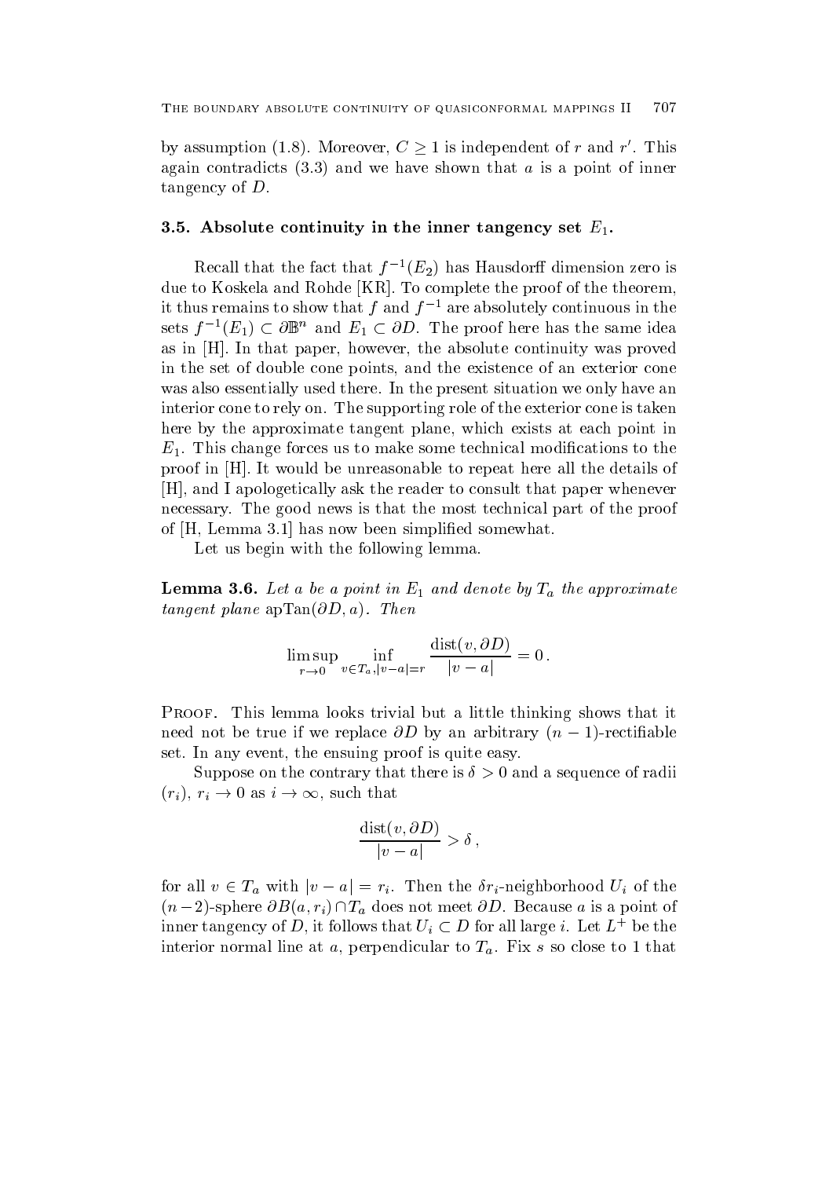by assumption (1.8). Moreover, $C \geq 1$ is independent of $r$ and $r'$. This again contradicts (3.3) and we have shown that $a$ is a point of inner tangency of $D$.

### 3.5. Absolute continuity in the inner tangency set $E_1$.

Recall that the fact that $f^{-1}(E_2)$ has Hausdorff dimension zero is due to Koskela and Rohde [KR]. To complete the proof of the theorem, it thus remains to show that $f$ and $f^{-1}$ are absolutely continuous in the sets $f^{-1}(E_1) \subset \partial\mathbb{B}^n$ and $E_1 \subset \partial D$. The proof here has the same idea as in [H]. In that paper, however, the absolute continuity was proved in the set of double cone points, and the existence of an exterior cone was also essentially used there. In the present situation we only have an interior cone to rely on. The supporting role of the exterior cone is taken here by the approximate tangent plane, which exists at each point in $E_1$. This change forces us to make some technical modifications to the proof in [H]. It would be unreasonable to repeat here all the details of [H], and I apologetically ask the reader to consult that paper whenever necessary. The good news is that the most technical part of the proof of [H, Lemma 3.1] has now been simplified somewhat.

Let us begin with the following lemma.

**Lemma 3.6.** *Let $a$ be a point in $E_1$ and denote by $T_a$ the approximate tangent plane* $\mathrm{apTan}(\partial D, a)$. *Then*

$$\limsup_{r\to 0} \inf_{v\in T_a, |v-a|=r} \frac{\mathrm{dist}(v, \partial D)}{|v-a|} = 0 .$$

Proof. This lemma looks trivial but a little thinking shows that it need not be true if we replace $\partial D$ by an arbitrary $(n-1)$-rectifiable set. In any event, the ensuing proof is quite easy.

Suppose on the contrary that there is $\delta > 0$ and a sequence of radii $(r_i)$, $r_i \to 0$ as $i \to \infty$, such that

$$\frac{\mathrm{dist}(v, \partial D)}{|v-a|} > \delta ,$$

for all $v \in T_a$ with $|v - a| = r_i$. Then the $\delta r_i$-neighborhood $U_i$ of the $(n-2)$-sphere $\partial B(a, r_i) \cap T_a$ does not meet $\partial D$. Because $a$ is a point of inner tangency of $D$, it follows that $U_i \subset D$ for all large $i$. Let $L^+$ be the interior normal line at $a$, perpendicular to $T_a$. Fix $s$ so close to 1 that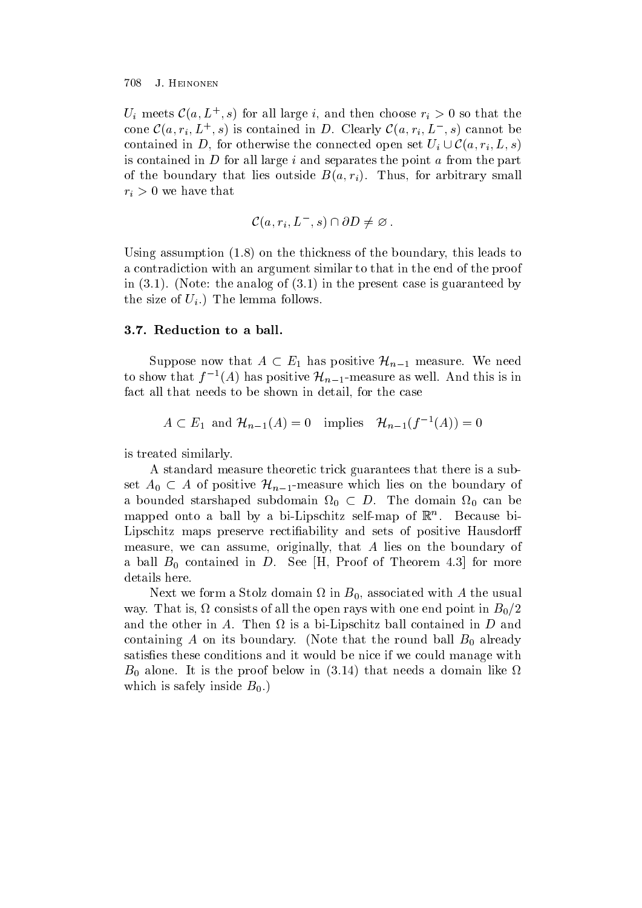$U_i$ meets $\mathcal{C}(a, L^+, s)$ for all large $i$, and then choose $r_i > 0$ so that the cone $\mathcal{C}(a, r_i, L^+, s)$ is contained in $D$. Clearly $\mathcal{C}(a, r_i, L^-, s)$ cannot be contained in $D$, for otherwise the connected open set $U_i \cup \mathcal{C}(a, r_i, L, s)$ is contained in $D$ for all large $i$ and separates the point $a$ from the part of the boundary that lies outside $B(a, r_i)$. Thus, for arbitrary small $r_i > 0$ we have that

$$\mathcal{C}(a, r_i, L^-, s) \cap \partial D \neq \varnothing\,.$$

Using assumption (1.8) on the thickness of the boundary, this leads to a contradiction with an argument similar to that in the end of the proof in (3.1). (Note: the analog of (3.1) in the present case is guaranteed by the size of $U_i$.) The lemma follows.

### 3.7. Reduction to a ball.

Suppose now that $A \subset E_1$ has positive $\mathcal{H}_{n-1}$ measure. We need to show that $f^{-1}(A)$ has positive $\mathcal{H}_{n-1}$-measure as well. And this is in fact all that needs to be shown in detail, for the case

$$A \subset E_1 \text{ and } \mathcal{H}_{n-1}(A) = 0 \quad \text{implies} \quad \mathcal{H}_{n-1}(f^{-1}(A)) = 0$$

is treated similarly.

A standard measure theoretic trick guarantees that there is a subset $A_0 \subset A$ of positive $\mathcal{H}_{n-1}$-measure which lies on the boundary of a bounded starshaped subdomain $\Omega_0 \subset D$. The domain $\Omega_0$ can be mapped onto a ball by a bi-Lipschitz self-map of $\mathbb{R}^n$. Because bi-Lipschitz maps preserve rectifiability and sets of positive Hausdorff measure, we can assume, originally, that $A$ lies on the boundary of a ball $B_0$ contained in $D$. See [H, Proof of Theorem 4.3] for more details here.

Next we form a Stolz domain $\Omega$ in $B_0$, associated with $A$ the usual way. That is, $\Omega$ consists of all the open rays with one end point in $B_0/2$ and the other in $A$. Then $\Omega$ is a bi-Lipschitz ball contained in $D$ and containing $A$ on its boundary. (Note that the round ball $B_0$ already satisfies these conditions and it would be nice if we could manage with $B_0$ alone. It is the proof below in (3.14) that needs a domain like $\Omega$ which is safely inside $B_0$.)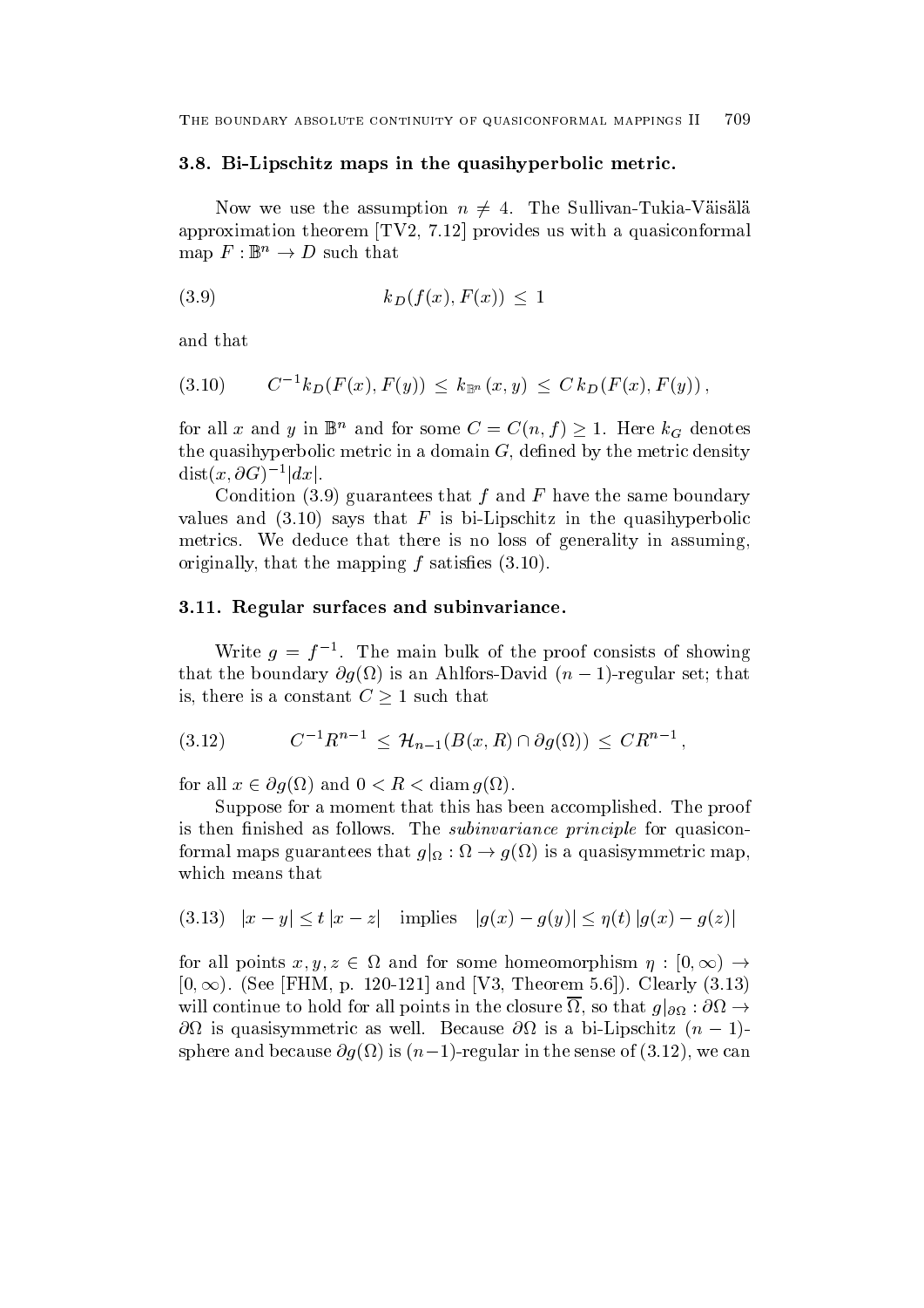### 3.8. Bi-Lipschitz maps in the quasihyperbolic metric.

Now we use the assumption $n \neq 4$. The Sullivan-Tukia-Väisälä approximation theorem [TV2, 7.12] provides us with a quasiconformal map $F : \mathbb{B}^n \to D$ such that

$$k_D(f(x), F(x)) \leq 1 \tag{3.9}$$

and that

$$C^{-1} k_D(F(x), F(y)) \leq k_{\mathbb{B}^n}(x, y) \leq C\, k_D(F(x), F(y)), \tag{3.10}$$

for all $x$ and $y$ in $\mathbb{B}^n$ and for some $C = C(n, f) \geq 1$. Here $k_G$ denotes the quasihyperbolic metric in a domain $G$, defined by the metric density $\operatorname{dist}(x, \partial G)^{-1} |dx|$.

Condition (3.9) guarantees that $f$ and $F$ have the same boundary values and (3.10) says that $F$ is bi-Lipschitz in the quasihyperbolic metrics. We deduce that there is no loss of generality in assuming, originally, that the mapping $f$ satisfies (3.10).

### 3.11. Regular surfaces and subinvariance.

Write $g = f^{-1}$. The main bulk of the proof consists of showing that the boundary $\partial g(\Omega)$ is an Ahlfors-David $(n-1)$-regular set; that is, there is a constant $C \geq 1$ such that

$$C^{-1} R^{n-1} \leq \mathcal{H}_{n-1}(B(x, R) \cap \partial g(\Omega)) \leq C R^{n-1}, \tag{3.12}$$

for all $x \in \partial g(\Omega)$ and $0 < R < \operatorname{diam} g(\Omega)$.

Suppose for a moment that this has been accomplished. The proof is then finished as follows. The *subinvariance principle* for quasiconformal maps guarantees that $g|_\Omega : \Omega \to g(\Omega)$ is a quasisymmetric map, which means that

$$|x - y| \leq t\, |x - z| \quad \text{implies} \quad |g(x) - g(y)| \leq \eta(t)\, |g(x) - g(z)| \tag{3.13}$$

for all points $x, y, z \in \Omega$ and for some homeomorphism $\eta : [0, \infty) \to [0, \infty)$. (See [FHM, p. 120-121] and [V3, Theorem 5.6]). Clearly (3.13) will continue to hold for all points in the closure $\overline{\Omega}$, so that $g|_{\partial\Omega} : \partial\Omega \to \partial\Omega$ is quasisymmetric as well. Because $\partial\Omega$ is a bi-Lipschitz $(n-1)$-sphere and because $\partial g(\Omega)$ is $(n-1)$-regular in the sense of (3.12), we can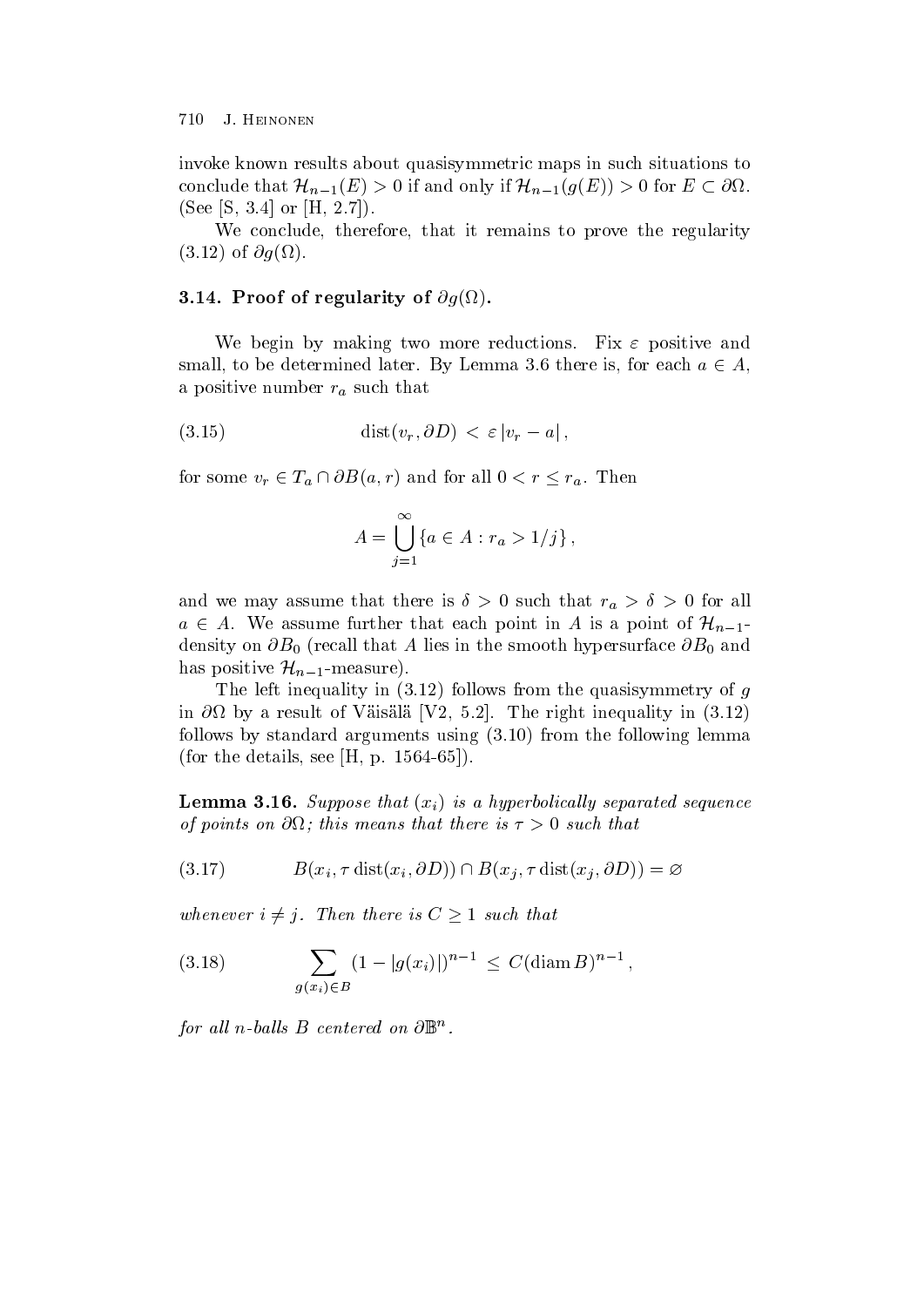invoke known results about quasisymmetric maps in such situations to conclude that $\mathcal{H}_{n-1}(E) > 0$ if and only if $\mathcal{H}_{n-1}(g(E)) > 0$ for $E \subset \partial\Omega$. (See [S, 3.4] or [H, 2.7]).

We conclude, therefore, that it remains to prove the regularity (3.12) of $\partial g(\Omega)$.

### 3.14. Proof of regularity of $\partial g(\Omega)$.

We begin by making two more reductions. Fix $\varepsilon$ positive and small, to be determined later. By Lemma 3.6 there is, for each $a \in A$, a positive number $r_a$ such that

$$\operatorname{dist}(v_r, \partial D) < \varepsilon \, |v_r - a| \,, \tag{3.15}$$

for some $v_r \in T_a \cap \partial B(a, r)$ and for all $0 < r \leq r_a$. Then

$$A = \bigcup_{j=1}^{\infty} \{a \in A : r_a > 1/j\} \,,$$

and we may assume that there is $\delta > 0$ such that $r_a > \delta > 0$ for all $a \in A$. We assume further that each point in $A$ is a point of $\mathcal{H}_{n-1}$-density on $\partial B_0$ (recall that $A$ lies in the smooth hypersurface $\partial B_0$ and has positive $\mathcal{H}_{n-1}$-measure).

The left inequality in (3.12) follows from the quasisymmetry of $g$ in $\partial\Omega$ by a result of Väisälä [V2, 5.2]. The right inequality in (3.12) follows by standard arguments using (3.10) from the following lemma (for the details, see [H, p. 1564-65]).

**Lemma 3.16.** *Suppose that $(x_i)$ is a hyperbolically separated sequence of points on $\partial\Omega$; this means that there is $\tau > 0$ such that*

$$B(x_i, \tau \operatorname{dist}(x_i, \partial D)) \cap B(x_j, \tau \operatorname{dist}(x_j, \partial D)) = \varnothing \tag{3.17}$$

*whenever $i \neq j$. Then there is $C \geq 1$ such that*

$$\sum_{g(x_i) \in B} (1 - |g(x_i)|)^{n-1} \leq C (\operatorname{diam} B)^{n-1} \,, \tag{3.18}$$

*for all $n$-balls $B$ centered on $\partial \mathbb{B}^n$.*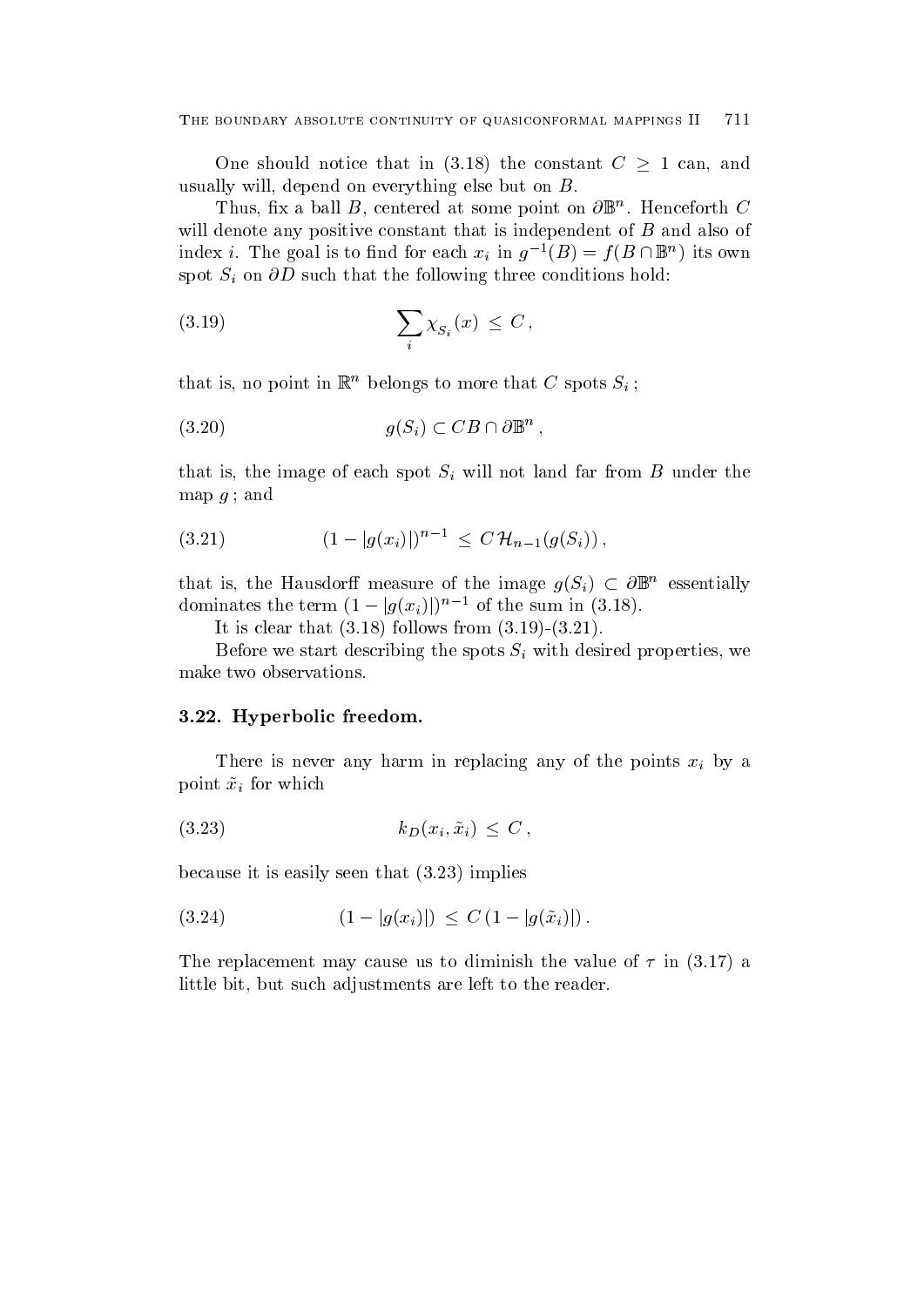One should notice that in (3.18) the constant $C \geq 1$ can, and usually will, depend on everything else but on $B$.

Thus, fix a ball $B$, centered at some point on $\partial \mathbb{B}^n$. Henceforth $C$ will denote any positive constant that is independent of $B$ and also of index $i$. The goal is to find for each $x_i$ in $g^{-1}(B) = f(B \cap \mathbb{B}^n)$ its own spot $S_i$ on $\partial D$ such that the following three conditions hold:

$$\sum_i \chi_{S_i}(x) \leq C \,, \tag{3.19}$$

that is, no point in $\mathbb{R}^n$ belongs to more that $C$ spots $S_i$ ;

$$g(S_i) \subset CB \cap \partial \mathbb{B}^n \,, \tag{3.20}$$

that is, the image of each spot $S_i$ will not land far from $B$ under the map $g$ ; and

$$(1 - |g(x_i)|)^{n-1} \leq C\, \mathcal{H}_{n-1}(g(S_i)) \,, \tag{3.21}$$

that is, the Hausdorff measure of the image $g(S_i) \subset \partial \mathbb{B}^n$ essentially dominates the term $(1 - |g(x_i)|)^{n-1}$ of the sum in (3.18).

It is clear that (3.18) follows from (3.19)-(3.21).

Before we start describing the spots $S_i$ with desired properties, we make two observations.

### 3.22. Hyperbolic freedom.

There is never any harm in replacing any of the points $x_i$ by a point $\tilde{x}_i$ for which

$$k_D(x_i, \tilde{x}_i) \leq C \,, \tag{3.23}$$

because it is easily seen that (3.23) implies

$$(1 - |g(x_i)|) \leq C\,(1 - |g(\tilde{x}_i)|) \,. \tag{3.24}$$

The replacement may cause us to diminish the value of $\tau$ in (3.17) a little bit, but such adjustments are left to the reader.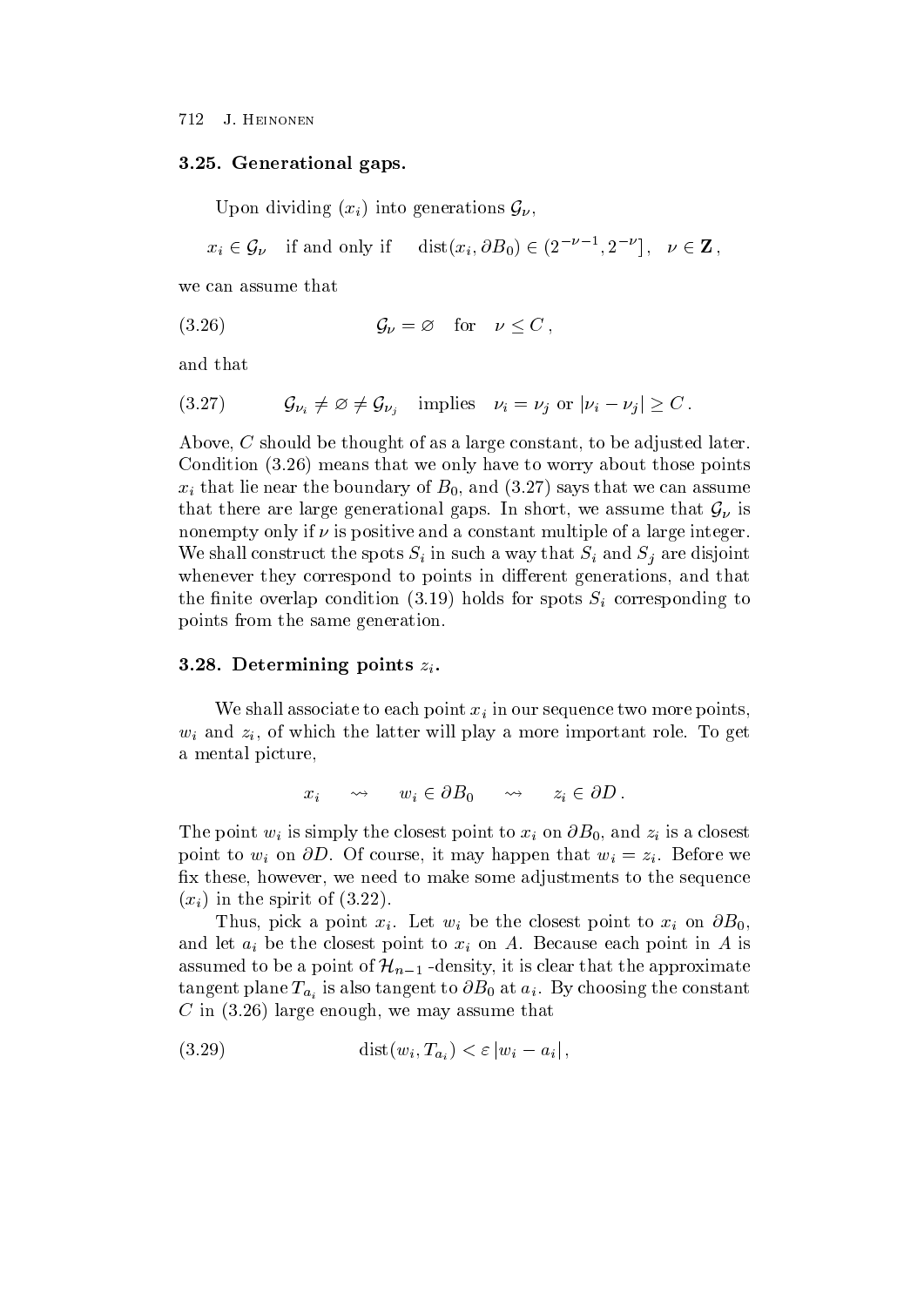### 3.25. Generational gaps.

Upon dividing $(x_i)$ into generations $\mathcal{G}_\nu$,

$$x_i \in \mathcal{G}_\nu \quad \text{if and only if} \quad \operatorname{dist}(x_i, \partial B_0) \in (2^{-\nu-1}, 2^{-\nu}], \quad \nu \in \mathbf{Z},$$

we can assume that

$$\mathcal{G}_\nu = \varnothing \quad \text{for} \quad \nu \le C, \tag{3.26}$$

and that

$$\mathcal{G}_{\nu_i} \ne \varnothing \ne \mathcal{G}_{\nu_j} \quad \text{implies} \quad \nu_i = \nu_j \text{ or } |\nu_i - \nu_j| \ge C. \tag{3.27}$$

Above, $C$ should be thought of as a large constant, to be adjusted later. Condition (3.26) means that we only have to worry about those points $x_i$ that lie near the boundary of $B_0$, and (3.27) says that we can assume that there are large generational gaps. In short, we assume that $\mathcal{G}_\nu$ is nonempty only if $\nu$ is positive and a constant multiple of a large integer. We shall construct the spots $S_i$ in such a way that $S_i$ and $S_j$ are disjoint whenever they correspond to points in different generations, and that the finite overlap condition (3.19) holds for spots $S_i$ corresponding to points from the same generation.

### 3.28. Determining points $z_i$.

We shall associate to each point $x_i$ in our sequence two more points, $w_i$ and $z_i$, of which the latter will play a more important role. To get a mental picture,

$$x_i \quad \rightsquigarrow \quad w_i \in \partial B_0 \quad \rightsquigarrow \quad z_i \in \partial D.$$

The point $w_i$ is simply the closest point to $x_i$ on $\partial B_0$, and $z_i$ is a closest point to $w_i$ on $\partial D$. Of course, it may happen that $w_i = z_i$. Before we fix these, however, we need to make some adjustments to the sequence $(x_i)$ in the spirit of (3.22).

Thus, pick a point $x_i$. Let $w_i$ be the closest point to $x_i$ on $\partial B_0$, and let $a_i$ be the closest point to $x_i$ on $A$. Because each point in $A$ is assumed to be a point of $\mathcal{H}_{n-1}$-density, it is clear that the approximate tangent plane $T_{a_i}$ is also tangent to $\partial B_0$ at $a_i$. By choosing the constant $C$ in (3.26) large enough, we may assume that

$$\operatorname{dist}(w_i, T_{a_i}) < \varepsilon\, |w_i - a_i|, \tag{3.29}$$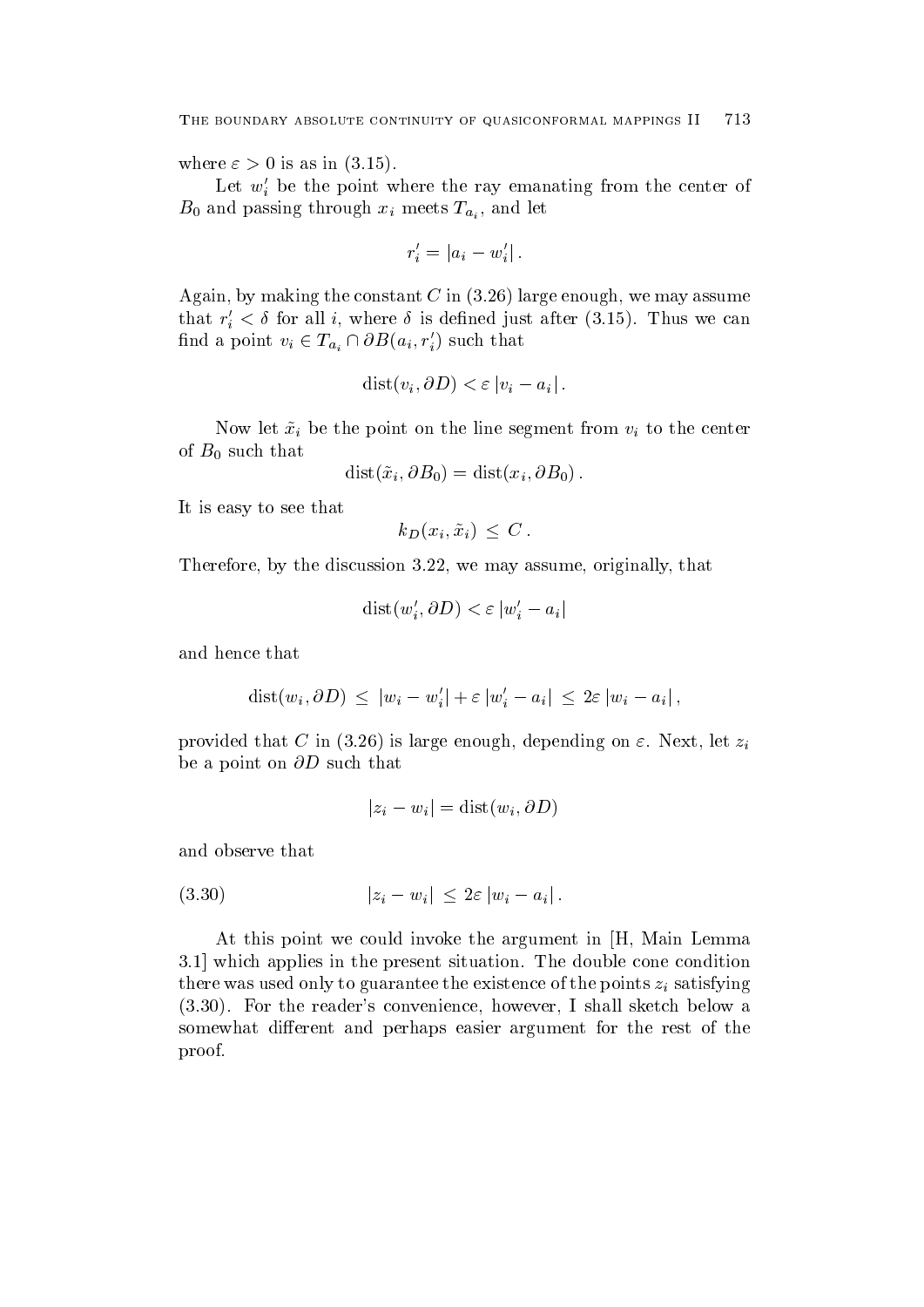where $\varepsilon > 0$ is as in (3.15).

Let $w_i'$ be the point where the ray emanating from the center of $B_0$ and passing through $x_i$ meets $T_{a_i}$, and let

$$r_i' = |a_i - w_i'| .$$

Again, by making the constant $C$ in (3.26) large enough, we may assume that $r_i' < \delta$ for all $i$, where $\delta$ is defined just after (3.15). Thus we can find a point $v_i \in T_{a_i} \cap \partial B(a_i, r_i')$ such that

$$\operatorname{dist}(v_i, \partial D) < \varepsilon \, |v_i - a_i| .$$

Now let $\tilde{x}_i$ be the point on the line segment from $v_i$ to the center of $B_0$ such that

$$\operatorname{dist}(\tilde{x}_i, \partial B_0) = \operatorname{dist}(x_i, \partial B_0) .$$

It is easy to see that

$$k_D(x_i, \tilde{x}_i) \, \le \, C .$$

Therefore, by the discussion 3.22, we may assume, originally, that

$$\operatorname{dist}(w_i', \partial D) < \varepsilon \, |w_i' - a_i|$$

and hence that

$$\operatorname{dist}(w_i, \partial D) \, \le \, |w_i - w_i'| + \varepsilon \, |w_i' - a_i| \, \le \, 2\varepsilon \, |w_i - a_i| ,$$

provided that $C$ in (3.26) is large enough, depending on $\varepsilon$. Next, let $z_i$ be a point on $\partial D$ such that

$$|z_i - w_i| = \operatorname{dist}(w_i, \partial D)$$

and observe that

$$|z_i - w_i| \, \le \, 2\varepsilon \, |w_i - a_i| . \tag{3.30}$$

At this point we could invoke the argument in [H, Main Lemma 3.1] which applies in the present situation. The double cone condition there was used only to guarantee the existence of the points $z_i$ satisfying (3.30). For the reader's convenience, however, I shall sketch below a somewhat different and perhaps easier argument for the rest of the proof.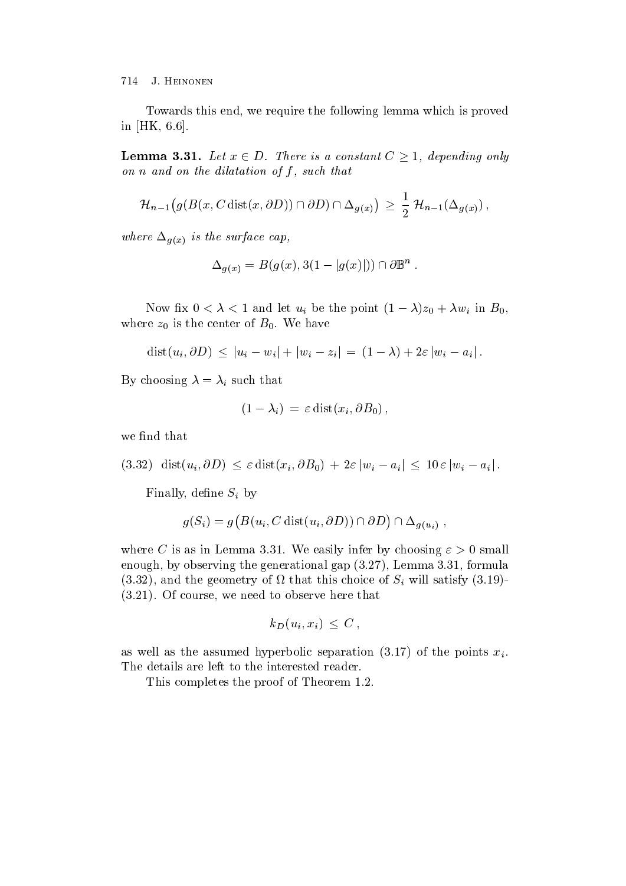Towards this end, we require the following lemma which is proved in [HK, 6.6].

**Lemma 3.31.** *Let $x \in D$. There is a constant $C \geq 1$, depending only on $n$ and on the dilatation of $f$, such that*

$$\mathcal{H}_{n-1}\big(g(B(x, C\operatorname{dist}(x, \partial D)) \cap \partial D) \cap \Delta_{g(x)}\big) \;\geq\; \frac{1}{2}\,\mathcal{H}_{n-1}(\Delta_{g(x)})\,,$$

*where $\Delta_{g(x)}$ is the surface cap,*

$$\Delta_{g(x)} = B(g(x), 3(1 - |g(x)|)) \cap \partial\mathbb{B}^n\,.$$

Now fix $0 < \lambda < 1$ and let $u_i$ be the point $(1-\lambda)z_0 + \lambda w_i$ in $B_0$, where $z_0$ is the center of $B_0$. We have

$$\operatorname{dist}(u_i, \partial D) \;\leq\; |u_i - w_i| + |w_i - z_i| \;=\; (1-\lambda) + 2\varepsilon\,|w_i - a_i|\,.$$

By choosing $\lambda = \lambda_i$ such that

$$(1 - \lambda_i) \;=\; \varepsilon \operatorname{dist}(x_i, \partial B_0)\,,$$

we find that

$$\operatorname{dist}(u_i, \partial D) \;\leq\; \varepsilon \operatorname{dist}(x_i, \partial B_0) \;+\; 2\varepsilon\,|w_i - a_i| \;\leq\; 10\,\varepsilon\,|w_i - a_i|\,. \tag{3.32}$$

Finally, define $S_i$ by

$$g(S_i) = g\big(B(u_i, C\operatorname{dist}(u_i, \partial D)) \cap \partial D\big) \cap \Delta_{g(u_i)}\,,$$

where $C$ is as in Lemma 3.31. We easily infer by choosing $\varepsilon > 0$ small enough, by observing the generational gap (3.27), Lemma 3.31, formula (3.32), and the geometry of $\Omega$ that this choice of $S_i$ will satisfy (3.19)-(3.21). Of course, we need to observe here that

$$k_D(u_i, x_i) \;\leq\; C\,,$$

as well as the assumed hyperbolic separation (3.17) of the points $x_i$. The details are left to the interested reader.

This completes the proof of Theorem 1.2.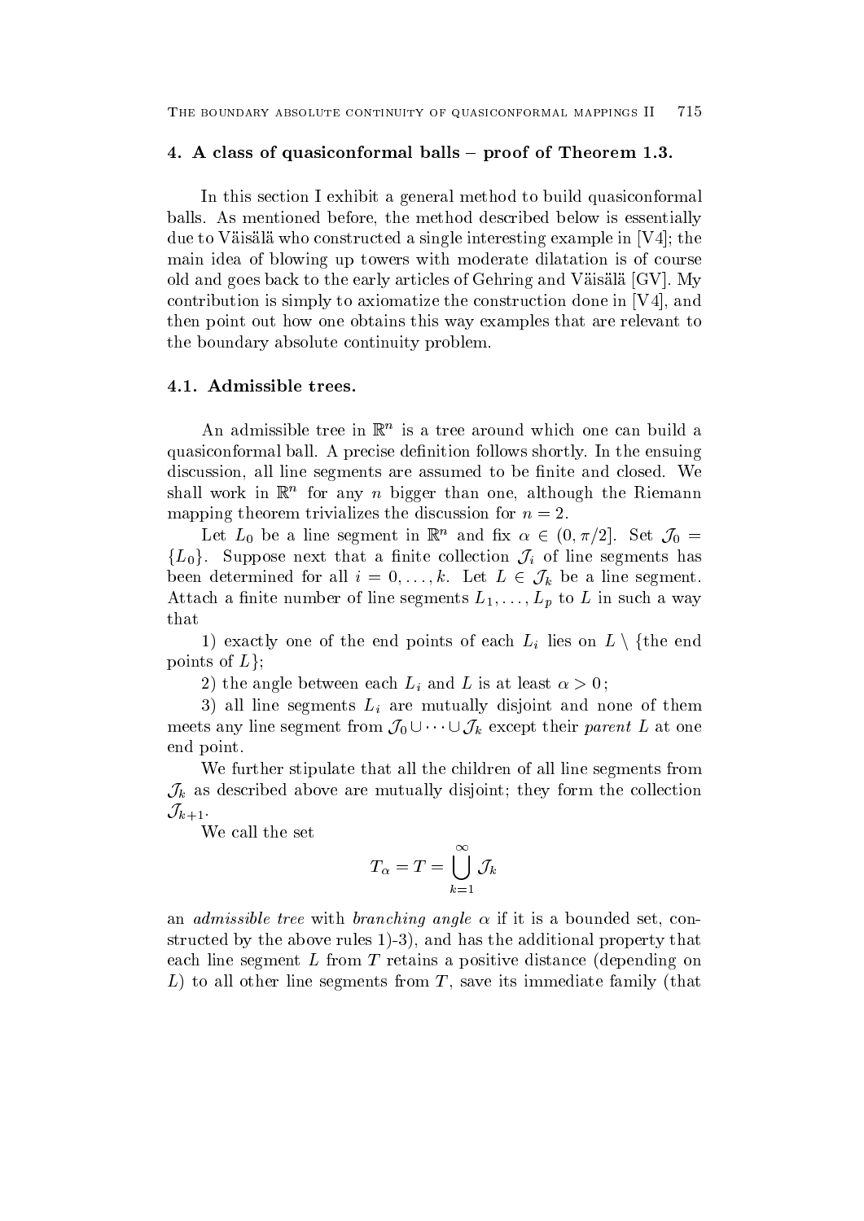## 4. A class of quasiconformal balls – proof of Theorem 1.3.

In this section I exhibit a general method to build quasiconformal balls. As mentioned before, the method described below is essentially due to Väisälä who constructed a single interesting example in [V4]; the main idea of blowing up towers with moderate dilatation is of course old and goes back to the early articles of Gehring and Väisälä [GV]. My contribution is simply to axiomatize the construction done in [V4], and then point out how one obtains this way examples that are relevant to the boundary absolute continuity problem.

### 4.1. Admissible trees.

An admissible tree in $\mathbb{R}^n$ is a tree around which one can build a quasiconformal ball. A precise definition follows shortly. In the ensuing discussion, all line segments are assumed to be finite and closed. We shall work in $\mathbb{R}^n$ for any $n$ bigger than one, although the Riemann mapping theorem trivializes the discussion for $n = 2$.

Let $L_0$ be a line segment in $\mathbb{R}^n$ and fix $\alpha \in (0, \pi/2]$. Set $\mathcal{J}_0 = \{L_0\}$. Suppose next that a finite collection $\mathcal{J}_i$ of line segments has been determined for all $i = 0, \ldots, k$. Let $L \in \mathcal{J}_k$ be a line segment. Attach a finite number of line segments $L_1, \ldots, L_p$ to $L$ in such a way that

1) exactly one of the end points of each $L_i$ lies on $L \setminus \{\text{the end points of } L\}$;

2) the angle between each $L_i$ and $L$ is at least $\alpha > 0$;

3) all line segments $L_i$ are mutually disjoint and none of them meets any line segment from $\mathcal{J}_0 \cup \cdots \cup \mathcal{J}_k$ except their *parent* $L$ at one end point.

We further stipulate that all the children of all line segments from $\mathcal{J}_k$ as described above are mutually disjoint; they form the collection $\mathcal{J}_{k+1}$.

We call the set

$$T_\alpha = T = \bigcup_{k=1}^{\infty} \mathcal{J}_k$$

an *admissible tree* with *branching angle* $\alpha$ if it is a bounded set, constructed by the above rules 1)-3), and has the additional property that each line segment $L$ from $T$ retains a positive distance (depending on $L$) to all other line segments from $T$, save its immediate family (that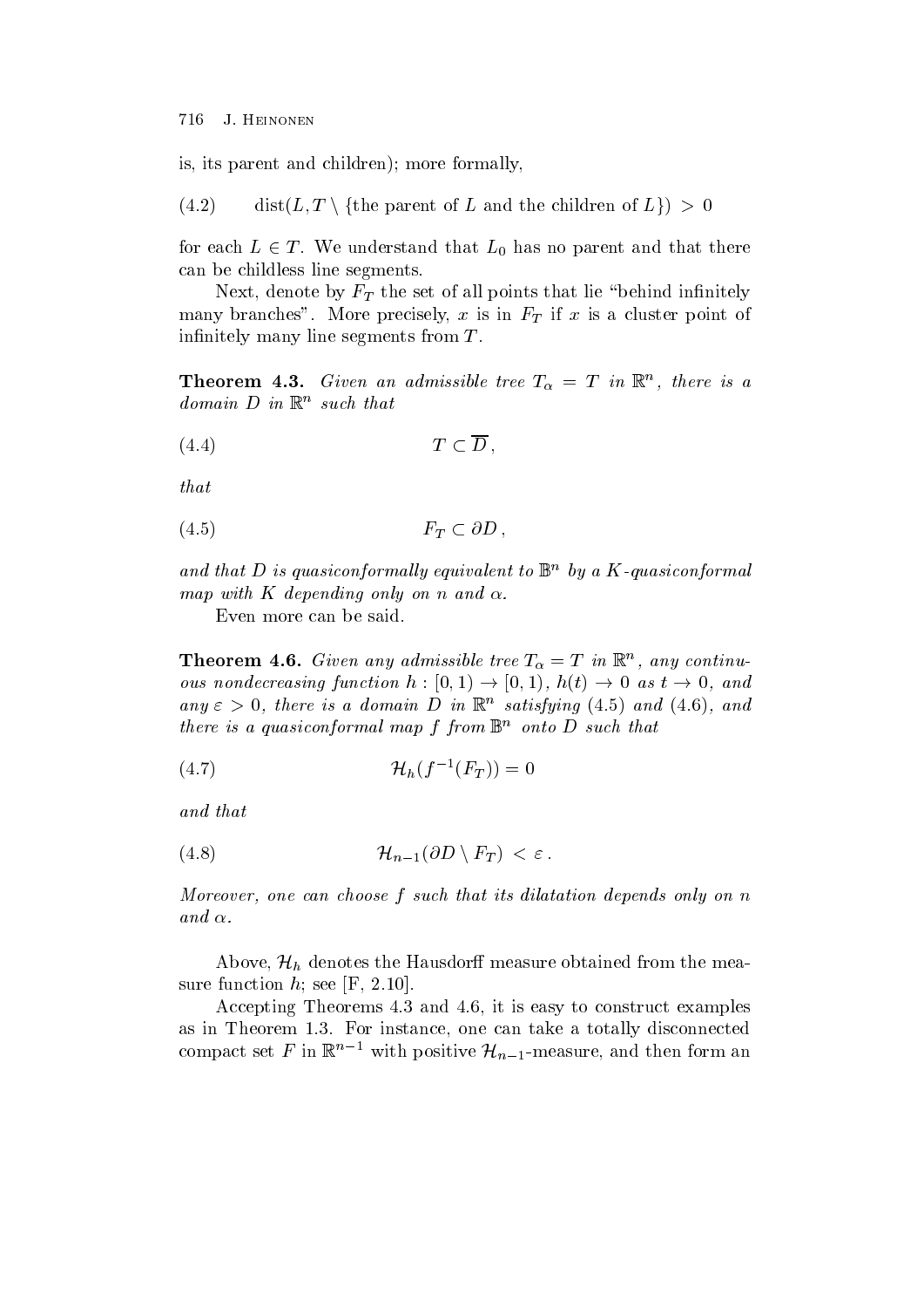is, its parent and children); more formally,

$$\operatorname{dist}(L, T \setminus \{\text{the parent of } L \text{ and the children of } L\}) > 0 \tag{4.2}$$

for each $L \in T$. We understand that $L_0$ has no parent and that there can be childless line segments.

Next, denote by $F_T$ the set of all points that lie "behind infinitely many branches". More precisely, $x$ is in $F_T$ if $x$ is a cluster point of infinitely many line segments from $T$.

**Theorem 4.3.** *Given an admissible tree $T_\alpha = T$ in $\mathbb{R}^n$, there is a domain $D$ in $\mathbb{R}^n$ such that*

$$T \subset \overline{D}, \tag{4.4}$$

*that*

$$F_T \subset \partial D, \tag{4.5}$$

*and that $D$ is quasiconformally equivalent to $\mathbb{B}^n$ by a $K$-quasiconformal map with $K$ depending only on $n$ and $\alpha$.*

Even more can be said.

**Theorem 4.6.** *Given any admissible tree $T_\alpha = T$ in $\mathbb{R}^n$, any continuous nondecreasing function $h : [0,1) \to [0,1)$, $h(t) \to 0$ as $t \to 0$, and any $\varepsilon > 0$, there is a domain $D$ in $\mathbb{R}^n$ satisfying (4.5) and (4.6), and there is a quasiconformal map $f$ from $\mathbb{B}^n$ onto $D$ such that*

$$\mathcal{H}_h(f^{-1}(F_T)) = 0 \tag{4.7}$$

*and that*

$$\mathcal{H}_{n-1}(\partial D \setminus F_T) < \varepsilon. \tag{4.8}$$

*Moreover, one can choose $f$ such that its dilatation depends only on $n$ and $\alpha$.*

Above, $\mathcal{H}_h$ denotes the Hausdorff measure obtained from the measure function $h$; see [F, 2.10].

Accepting Theorems 4.3 and 4.6, it is easy to construct examples as in Theorem 1.3. For instance, one can take a totally disconnected compact set $F$ in $\mathbb{R}^{n-1}$ with positive $\mathcal{H}_{n-1}$-measure, and then form an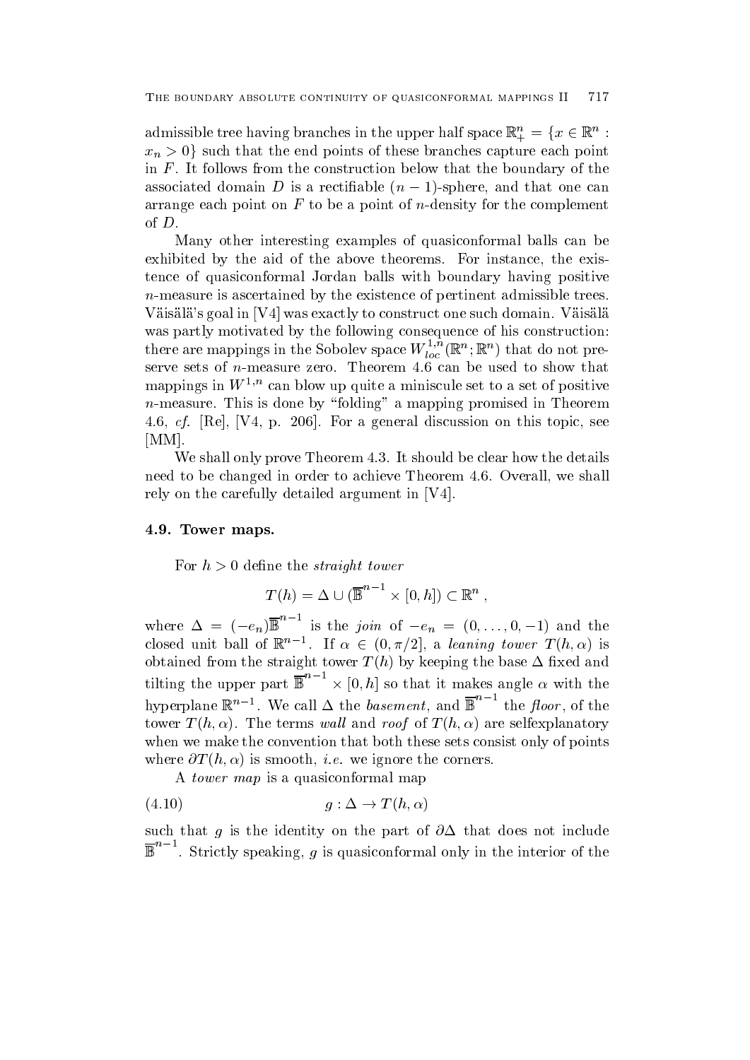admissible tree having branches in the upper half space $\mathbb{R}^n_+ = \{x \in \mathbb{R}^n : x_n > 0\}$ such that the end points of these branches capture each point in $F$. It follows from the construction below that the boundary of the associated domain $D$ is a rectifiable $(n-1)$-sphere, and that one can arrange each point on $F$ to be a point of $n$-density for the complement of $D$.

Many other interesting examples of quasiconformal balls can be exhibited by the aid of the above theorems. For instance, the existence of quasiconformal Jordan balls with boundary having positive $n$-measure is ascertained by the existence of pertinent admissible trees. Väisälä's goal in [V4] was exactly to construct one such domain. Väisälä was partly motivated by the following consequence of his construction: there are mappings in the Sobolev space $W^{1,n}_{loc}(\mathbb{R}^n; \mathbb{R}^n)$ that do not preserve sets of $n$-measure zero. Theorem 4.6 can be used to show that mappings in $W^{1,n}$ can blow up quite a miniscule set to a set of positive $n$-measure. This is done by "folding" a mapping promised in Theorem 4.6, *cf.* [Re], [V4, p. 206]. For a general discussion on this topic, see [MM].

We shall only prove Theorem 4.3. It should be clear how the details need to be changed in order to achieve Theorem 4.6. Overall, we shall rely on the carefully detailed argument in [V4].

### 4.9. Tower maps.

For $h > 0$ define the *straight tower*

$$T(h) = \Delta \cup (\overline{\mathbb{B}}^{n-1} \times [0,h]) \subset \mathbb{R}^n ,$$

where $\Delta = (-e_n)\overline{\mathbb{B}}^{n-1}$ is the *join* of $-e_n = (0, \ldots, 0, -1)$ and the closed unit ball of $\mathbb{R}^{n-1}$. If $\alpha \in (0, \pi/2]$, a *leaning tower* $T(h, \alpha)$ is obtained from the straight tower $T(h)$ by keeping the base $\Delta$ fixed and tilting the upper part $\overline{\mathbb{B}}^{n-1} \times [0,h]$ so that it makes angle $\alpha$ with the hyperplane $\mathbb{R}^{n-1}$. We call $\Delta$ the *basement*, and $\overline{\mathbb{B}}^{n-1}$ the *floor*, of the tower $T(h, \alpha)$. The terms *wall* and *roof* of $T(h, \alpha)$ are selfexplanatory when we make the convention that both these sets consist only of points where $\partial T(h, \alpha)$ is smooth, *i.e.* we ignore the corners.

A *tower map* is a quasiconformal map

$$g : \Delta \to T(h, \alpha) \tag{4.10}$$

such that $g$ is the identity on the part of $\partial\Delta$ that does not include $\overline{\mathbb{B}}^{n-1}$. Strictly speaking, $g$ is quasiconformal only in the interior of the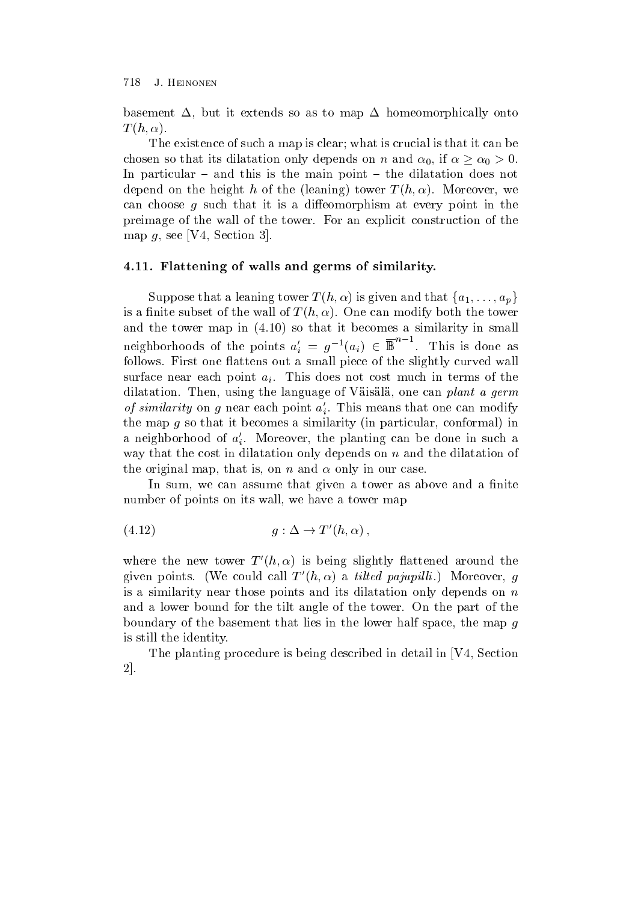basement $\Delta$, but it extends so as to map $\Delta$ homeomorphically onto $T(h, \alpha)$.

The existence of such a map is clear; what is crucial is that it can be chosen so that its dilatation only depends on $n$ and $\alpha_0$, if $\alpha \geq \alpha_0 > 0$. In particular – and this is the main point – the dilatation does not depend on the height $h$ of the (leaning) tower $T(h, \alpha)$. Moreover, we can choose $g$ such that it is a diffeomorphism at every point in the preimage of the wall of the tower. For an explicit construction of the map $g$, see [V4, Section 3].

### 4.11. Flattening of walls and germs of similarity.

Suppose that a leaning tower $T(h, \alpha)$ is given and that $\{a_1, \ldots, a_p\}$ is a finite subset of the wall of $T(h, \alpha)$. One can modify both the tower and the tower map in (4.10) so that it becomes a similarity in small neighborhoods of the points $a_i' = g^{-1}(a_i) \in \overline{\mathbb{B}}^{n-1}$. This is done as follows. First one flattens out a small piece of the slightly curved wall surface near each point $a_i$. This does not cost much in terms of the dilatation. Then, using the language of Väisälä, one can *plant a germ of similarity* on $g$ near each point $a_i'$. This means that one can modify the map $g$ so that it becomes a similarity (in particular, conformal) in a neighborhood of $a_i'$. Moreover, the planting can be done in such a way that the cost in dilatation only depends on $n$ and the dilatation of the original map, that is, on $n$ and $\alpha$ only in our case.

In sum, we can assume that given a tower as above and a finite number of points on its wall, we have a tower map

$$g : \Delta \to T'(h, \alpha)\,, \tag{4.12}$$

where the new tower $T'(h, \alpha)$ is being slightly flattened around the given points. (We could call $T'(h, \alpha)$ a *tilted pajupilli*.) Moreover, $g$ is a similarity near those points and its dilatation only depends on $n$ and a lower bound for the tilt angle of the tower. On the part of the boundary of the basement that lies in the lower half space, the map $g$ is still the identity.

The planting procedure is being described in detail in [V4, Section 2].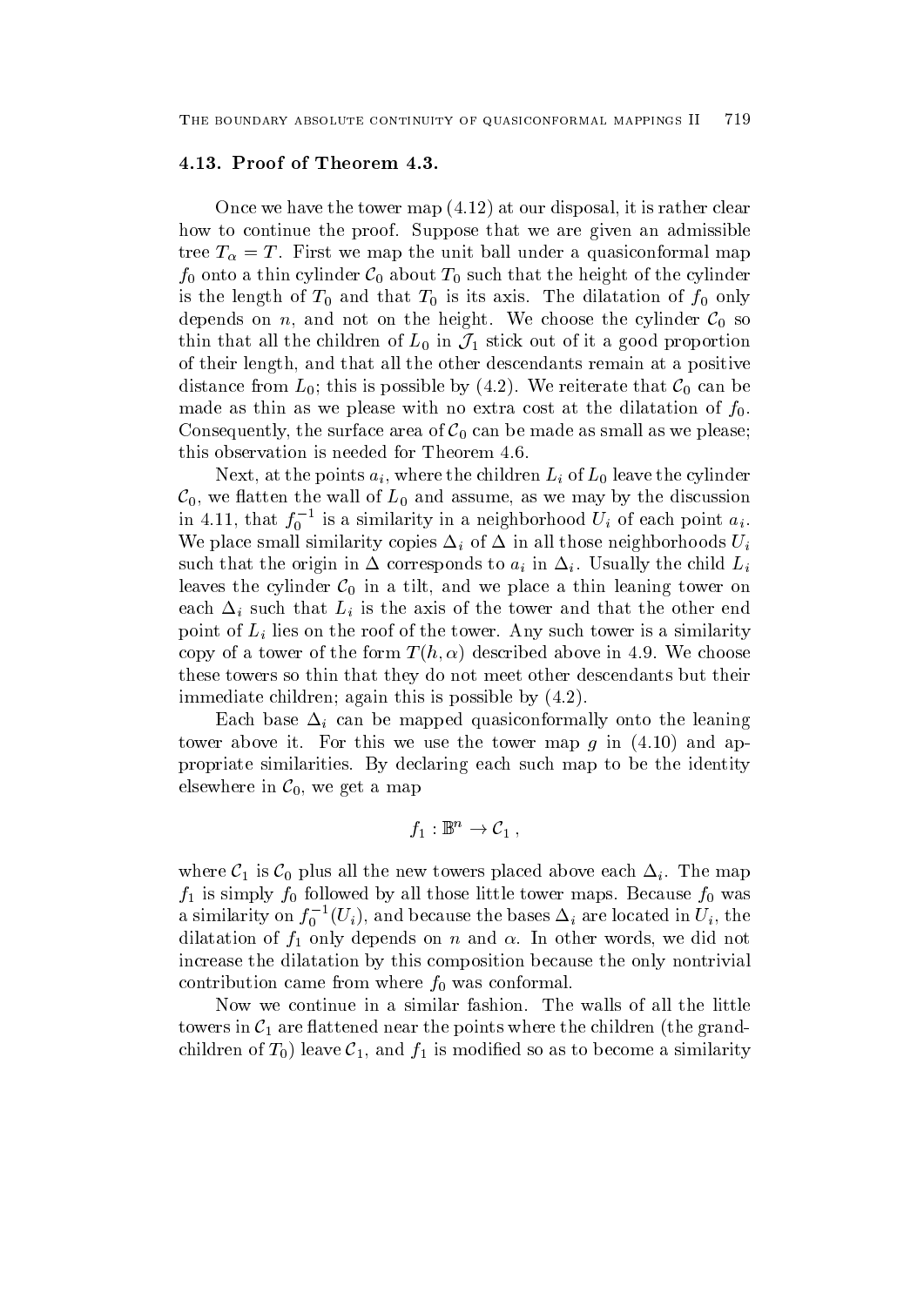### 4.13. Proof of Theorem 4.3.

Once we have the tower map (4.12) at our disposal, it is rather clear how to continue the proof. Suppose that we are given an admissible tree $T_\alpha = T$. First we map the unit ball under a quasiconformal map $f_0$ onto a thin cylinder $\mathcal{C}_0$ about $T_0$ such that the height of the cylinder is the length of $T_0$ and that $T_0$ is its axis. The dilatation of $f_0$ only depends on $n$, and not on the height. We choose the cylinder $\mathcal{C}_0$ so thin that all the children of $L_0$ in $\mathcal{J}_1$ stick out of it a good proportion of their length, and that all the other descendants remain at a positive distance from $L_0$; this is possible by (4.2). We reiterate that $\mathcal{C}_0$ can be made as thin as we please with no extra cost at the dilatation of $f_0$. Consequently, the surface area of $\mathcal{C}_0$ can be made as small as we please; this observation is needed for Theorem 4.6.

Next, at the points $a_i$, where the children $L_i$ of $L_0$ leave the cylinder $\mathcal{C}_0$, we flatten the wall of $L_0$ and assume, as we may by the discussion in 4.11, that $f_0^{-1}$ is a similarity in a neighborhood $U_i$ of each point $a_i$. We place small similarity copies $\Delta_i$ of $\Delta$ in all those neighborhoods $U_i$ such that the origin in $\Delta$ corresponds to $a_i$ in $\Delta_i$. Usually the child $L_i$ leaves the cylinder $\mathcal{C}_0$ in a tilt, and we place a thin leaning tower on each $\Delta_i$ such that $L_i$ is the axis of the tower and that the other end point of $L_i$ lies on the roof of the tower. Any such tower is a similarity copy of a tower of the form $T(h, \alpha)$ described above in 4.9. We choose these towers so thin that they do not meet other descendants but their immediate children; again this is possible by (4.2).

Each base $\Delta_i$ can be mapped quasiconformally onto the leaning tower above it. For this we use the tower map $g$ in (4.10) and appropriate similarities. By declaring each such map to be the identity elsewhere in $\mathcal{C}_0$, we get a map

$$f_1 : \mathbb{B}^n \to \mathcal{C}_1 \,,$$

where $\mathcal{C}_1$ is $\mathcal{C}_0$ plus all the new towers placed above each $\Delta_i$. The map $f_1$ is simply $f_0$ followed by all those little tower maps. Because $f_0$ was a similarity on $f_0^{-1}(U_i)$, and because the bases $\Delta_i$ are located in $U_i$, the dilatation of $f_1$ only depends on $n$ and $\alpha$. In other words, we did not increase the dilatation by this composition because the only nontrivial contribution came from where $f_0$ was conformal.

Now we continue in a similar fashion. The walls of all the little towers in $\mathcal{C}_1$ are flattened near the points where the children (the grandchildren of $T_0$) leave $\mathcal{C}_1$, and $f_1$ is modified so as to become a similarity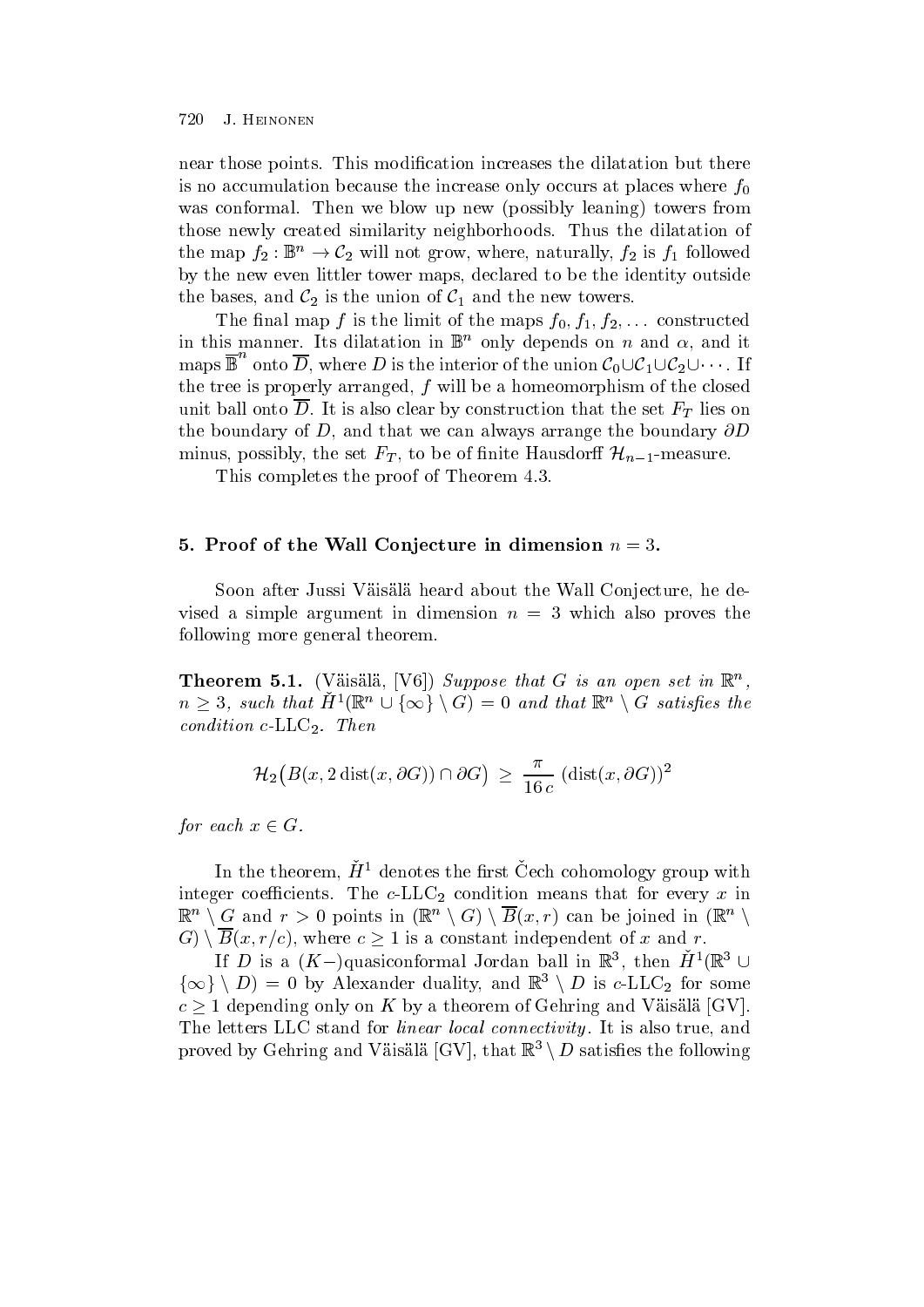near those points. This modification increases the dilatation but there is no accumulation because the increase only occurs at places where $f_0$ was conformal. Then we blow up new (possibly leaning) towers from those newly created similarity neighborhoods. Thus the dilatation of the map $f_2 : \mathbb{B}^n \to \mathcal{C}_2$ will not grow, where, naturally, $f_2$ is $f_1$ followed by the new even littler tower maps, declared to be the identity outside the bases, and $\mathcal{C}_2$ is the union of $\mathcal{C}_1$ and the new towers.

The final map $f$ is the limit of the maps $f_0, f_1, f_2, \ldots$ constructed in this manner. Its dilatation in $\mathbb{B}^n$ only depends on $n$ and $\alpha$, and it maps $\overline{\mathbb{B}}^n$ onto $\overline{D}$, where $D$ is the interior of the union $\mathcal{C}_0 \cup \mathcal{C}_1 \cup \mathcal{C}_2 \cup \cdots$. If the tree is properly arranged, $f$ will be a homeomorphism of the closed unit ball onto $\overline{D}$. It is also clear by construction that the set $F_T$ lies on the boundary of $D$, and that we can always arrange the boundary $\partial D$ minus, possibly, the set $F_T$, to be of finite Hausdorff $\mathcal{H}_{n-1}$-measure.

This completes the proof of Theorem 4.3.

## 5. Proof of the Wall Conjecture in dimension $n = 3$.

Soon after Jussi Väisälä heard about the Wall Conjecture, he devised a simple argument in dimension $n = 3$ which also proves the following more general theorem.

**Theorem 5.1.** (Väisälä, [V6]) *Suppose that $G$ is an open set in $\mathbb{R}^n$, $n \geq 3$, such that $\check{H}^1(\mathbb{R}^n \cup \{\infty\} \setminus G) = 0$ and that $\mathbb{R}^n \setminus G$ satisfies the condition $c$-LLC$_2$. Then*

$$\mathcal{H}_2\big(B(x, 2\,\mathrm{dist}(x, \partial G)) \cap \partial G\big) \;\geq\; \frac{\pi}{16\,c}\,(\mathrm{dist}(x, \partial G))^2$$

*for each $x \in G$.*

In the theorem, $\check{H}^1$ denotes the first Čech cohomology group with integer coefficients. The $c$-LLC$_2$ condition means that for every $x$ in $\mathbb{R}^n \setminus G$ and $r > 0$ points in $(\mathbb{R}^n \setminus G) \setminus \overline{B}(x, r)$ can be joined in $(\mathbb{R}^n \setminus G) \setminus \overline{B}(x, r/c)$, where $c \geq 1$ is a constant independent of $x$ and $r$.

If $D$ is a $(K-)$quasiconformal Jordan ball in $\mathbb{R}^3$, then $\check{H}^1(\mathbb{R}^3 \cup \{\infty\} \setminus D) = 0$ by Alexander duality, and $\mathbb{R}^3 \setminus D$ is $c$-LLC$_2$ for some $c \geq 1$ depending only on $K$ by a theorem of Gehring and Väisälä [GV]. The letters LLC stand for *linear local connectivity*. It is also true, and proved by Gehring and Väisälä [GV], that $\mathbb{R}^3 \setminus D$ satisfies the following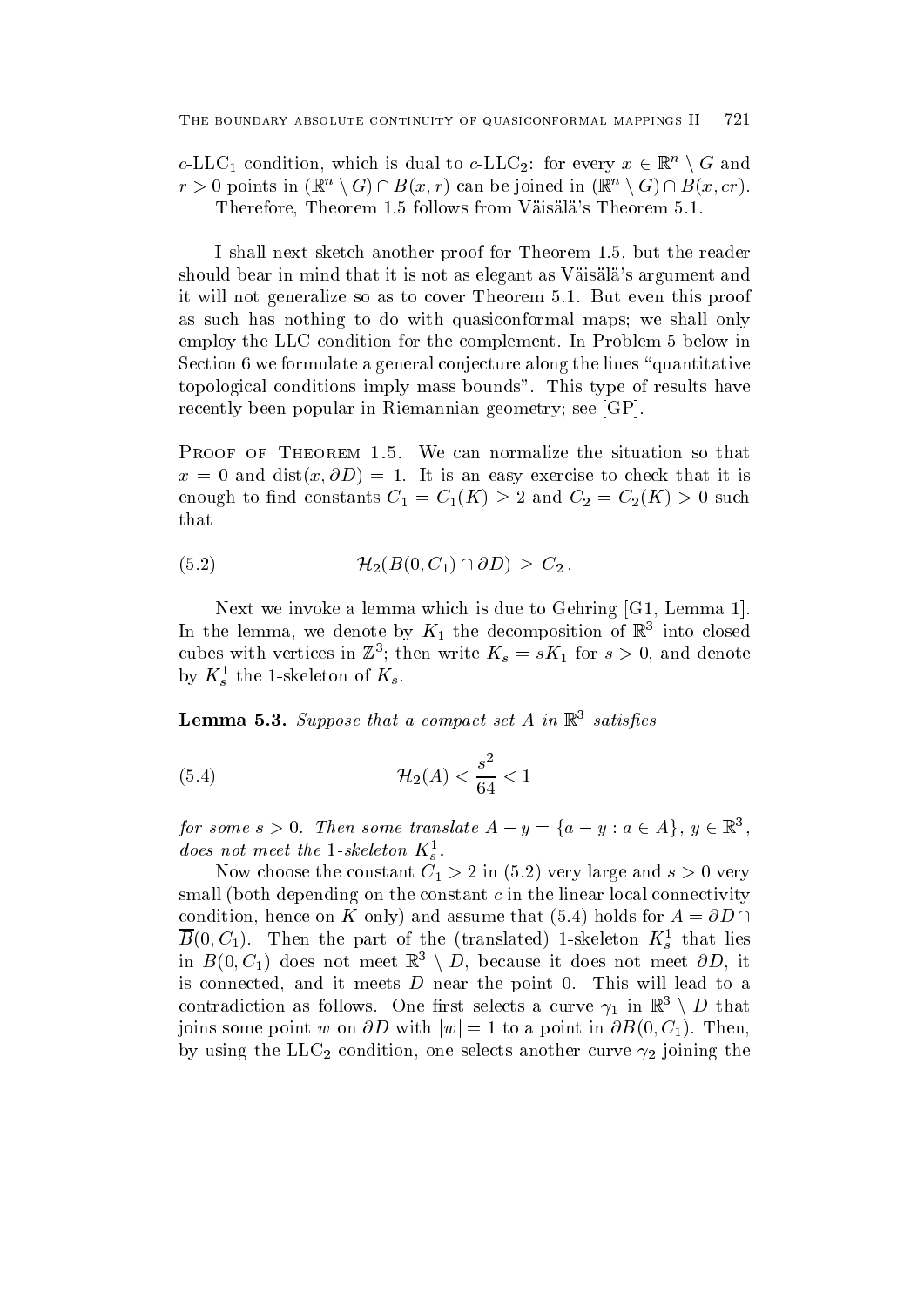$c$-$\mathrm{LLC}_1$ condition, which is dual to $c$-$\mathrm{LLC}_2$: for every $x \in \mathbb{R}^n \setminus G$ and $r > 0$ points in $(\mathbb{R}^n \setminus G) \cap B(x,r)$ can be joined in $(\mathbb{R}^n \setminus G) \cap B(x, cr)$.

Therefore, Theorem 1.5 follows from Väisälä's Theorem 5.1.

I shall next sketch another proof for Theorem 1.5, but the reader should bear in mind that it is not as elegant as Väisälä's argument and it will not generalize so as to cover Theorem 5.1. But even this proof as such has nothing to do with quasiconformal maps; we shall only employ the LLC condition for the complement. In Problem 5 below in Section 6 we formulate a general conjecture along the lines "quantitative topological conditions imply mass bounds". This type of results have recently been popular in Riemannian geometry; see [GP].

Proof of Theorem 1.5. We can normalize the situation so that $x = 0$ and $\operatorname{dist}(x, \partial D) = 1$. It is an easy exercise to check that it is enough to find constants $C_1 = C_1(K) \geq 2$ and $C_2 = C_2(K) > 0$ such that

$$\mathcal{H}_2(B(0, C_1) \cap \partial D) \geq C_2 . \tag{5.2}$$

Next we invoke a lemma which is due to Gehring [G1, Lemma 1]. In the lemma, we denote by $K_1$ the decomposition of $\mathbb{R}^3$ into closed cubes with vertices in $\mathbb{Z}^3$; then write $K_s = sK_1$ for $s > 0$, and denote by $K_s^1$ the 1-skeleton of $K_s$.

**Lemma 5.3.** *Suppose that a compact set $A$ in $\mathbb{R}^3$ satisfies*

$$\mathcal{H}_2(A) < \frac{s^2}{64} < 1 \tag{5.4}$$

*for some $s > 0$. Then some translate $A - y = \{a - y : a \in A\}$, $y \in \mathbb{R}^3$, does not meet the 1-skeleton $K_s^1$.*

Now choose the constant $C_1 > 2$ in (5.2) very large and $s > 0$ very small (both depending on the constant $c$ in the linear local connectivity condition, hence on $K$ only) and assume that (5.4) holds for $A = \partial D \cap \overline{B}(0, C_1)$. Then the part of the (translated) 1-skeleton $K_s^1$ that lies in $B(0, C_1)$ does not meet $\mathbb{R}^3 \setminus D$, because it does not meet $\partial D$, it is connected, and it meets $D$ near the point 0. This will lead to a contradiction as follows. One first selects a curve $\gamma_1$ in $\mathbb{R}^3 \setminus D$ that joins some point $w$ on $\partial D$ with $|w| = 1$ to a point in $\partial B(0, C_1)$. Then, by using the $\mathrm{LLC}_2$ condition, one selects another curve $\gamma_2$ joining the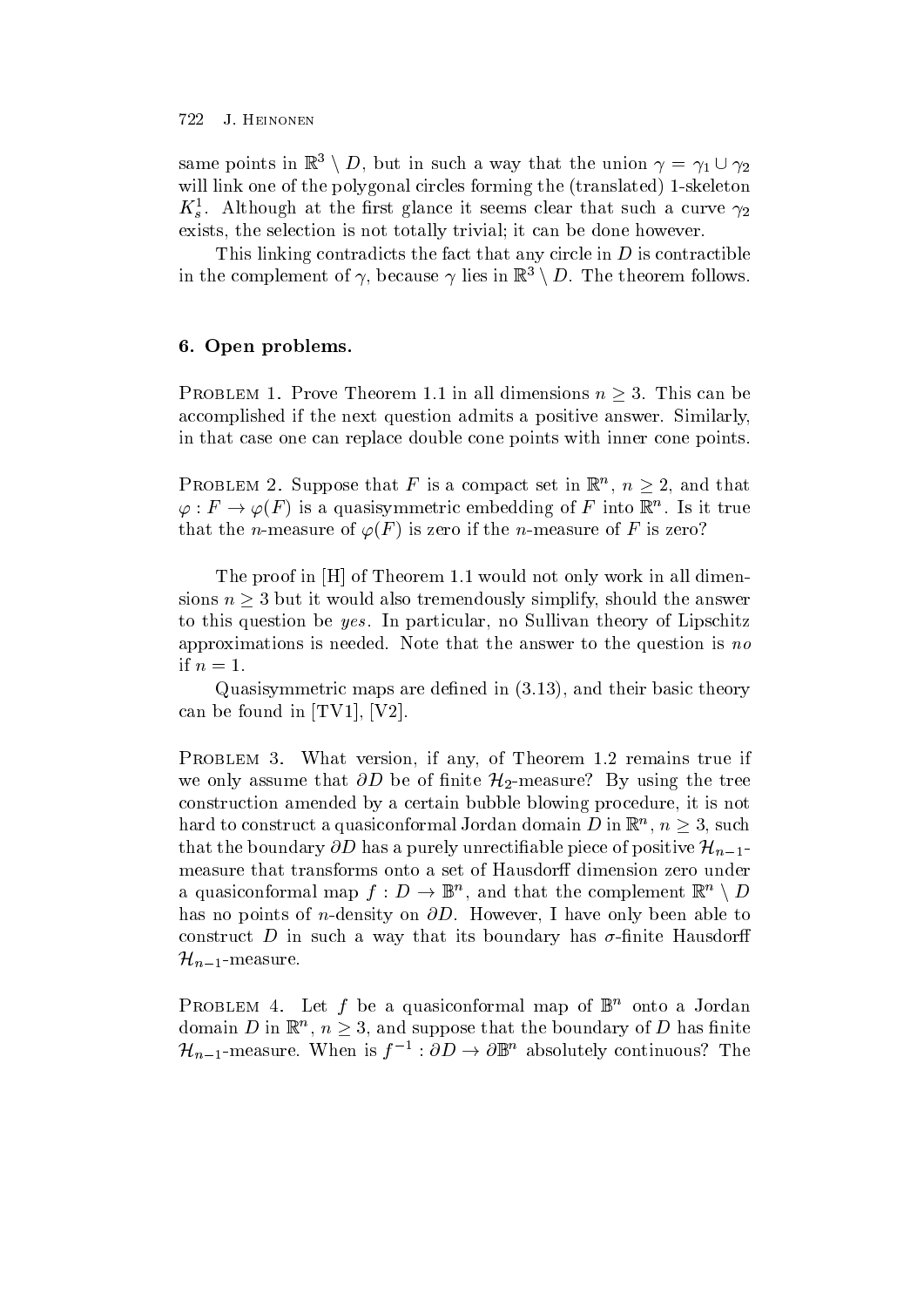same points in $\mathbb{R}^3 \setminus D$, but in such a way that the union $\gamma = \gamma_1 \cup \gamma_2$ will link one of the polygonal circles forming the (translated) 1-skeleton $K_s^1$. Although at the first glance it seems clear that such a curve $\gamma_2$ exists, the selection is not totally trivial; it can be done however.

This linking contradicts the fact that any circle in $D$ is contractible in the complement of $\gamma$, because $\gamma$ lies in $\mathbb{R}^3 \setminus D$. The theorem follows.

## 6. Open problems.

PROBLEM 1. Prove Theorem 1.1 in all dimensions $n \geq 3$. This can be accomplished if the next question admits a positive answer. Similarly, in that case one can replace double cone points with inner cone points.

PROBLEM 2. Suppose that $F$ is a compact set in $\mathbb{R}^n$, $n \geq 2$, and that $\varphi : F \to \varphi(F)$ is a quasisymmetric embedding of $F$ into $\mathbb{R}^n$. Is it true that the $n$-measure of $\varphi(F)$ is zero if the $n$-measure of $F$ is zero?

The proof in [H] of Theorem 1.1 would not only work in all dimensions $n \geq 3$ but it would also tremendously simplify, should the answer to this question be *yes*. In particular, no Sullivan theory of Lipschitz approximations is needed. Note that the answer to the question is *no* if $n = 1$.

Quasisymmetric maps are defined in (3.13), and their basic theory can be found in [TV1], [V2].

PROBLEM 3. What version, if any, of Theorem 1.2 remains true if we only assume that $\partial D$ be of finite $\mathcal{H}_2$-measure? By using the tree construction amended by a certain bubble blowing procedure, it is not hard to construct a quasiconformal Jordan domain $D$ in $\mathbb{R}^n$, $n \geq 3$, such that the boundary $\partial D$ has a purely unrectifiable piece of positive $\mathcal{H}_{n-1}$-measure that transforms onto a set of Hausdorff dimension zero under a quasiconformal map $f : D \to \mathbb{B}^n$, and that the complement $\mathbb{R}^n \setminus D$ has no points of $n$-density on $\partial D$. However, I have only been able to construct $D$ in such a way that its boundary has $\sigma$-finite Hausdorff $\mathcal{H}_{n-1}$-measure.

PROBLEM 4. Let $f$ be a quasiconformal map of $\mathbb{B}^n$ onto a Jordan domain $D$ in $\mathbb{R}^n$, $n \geq 3$, and suppose that the boundary of $D$ has finite $\mathcal{H}_{n-1}$-measure. When is $f^{-1} : \partial D \to \partial \mathbb{B}^n$ absolutely continuous? The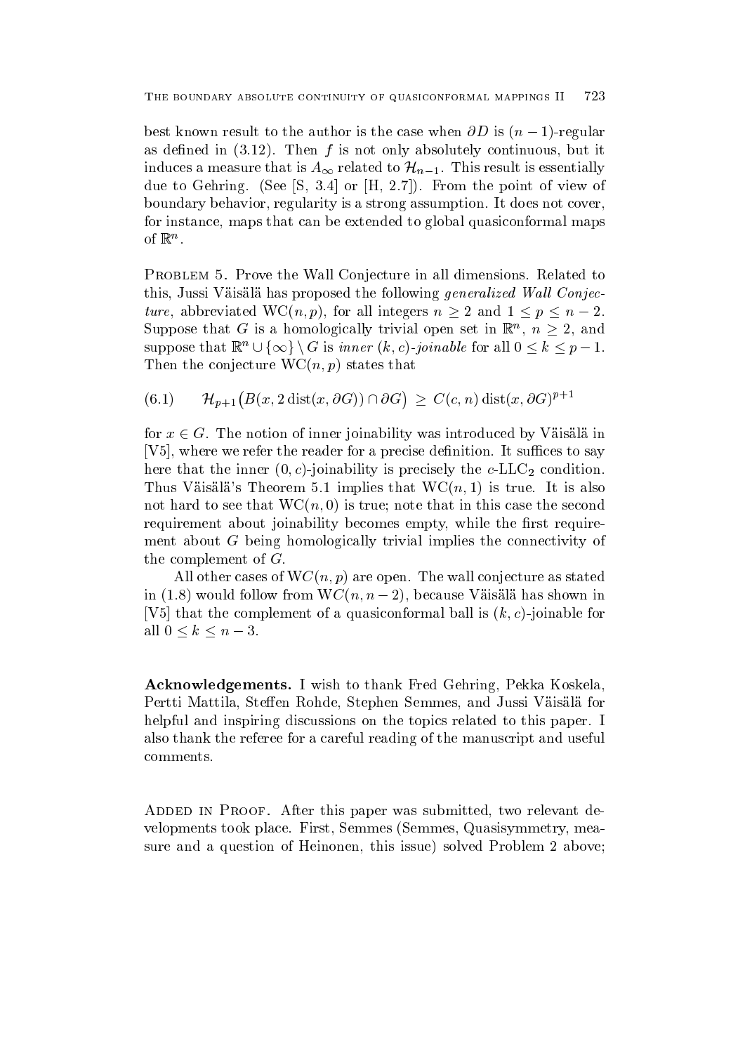best known result to the author is the case when $\partial D$ is $(n-1)$-regular as defined in (3.12). Then $f$ is not only absolutely continuous, but it induces a measure that is $A_\infty$ related to $\mathcal{H}_{n-1}$. This result is essentially due to Gehring. (See [S, 3.4] or [H, 2.7]). From the point of view of boundary behavior, regularity is a strong assumption. It does not cover, for instance, maps that can be extended to global quasiconformal maps of $\mathbb{R}^n$.

Problem 5. Prove the Wall Conjecture in all dimensions. Related to this, Jussi Väisälä has proposed the following *generalized Wall Conjecture*, abbreviated $\mathrm{WC}(n,p)$, for all integers $n \geq 2$ and $1 \leq p \leq n-2$. Suppose that $G$ is a homologically trivial open set in $\mathbb{R}^n$, $n \geq 2$, and suppose that $\mathbb{R}^n \cup \{\infty\} \setminus G$ is *inner* $(k,c)$*-joinable* for all $0 \leq k \leq p-1$. Then the conjecture $\mathrm{WC}(n,p)$ states that

$$\mathcal{H}_{p+1}\big(B(x, 2\operatorname{dist}(x,\partial G)) \cap \partial G\big) \geq C(c,n) \operatorname{dist}(x,\partial G)^{p+1} \tag{6.1}$$

for $x \in G$. The notion of inner joinability was introduced by Väisälä in [V5], where we refer the reader for a precise definition. It suffices to say here that the inner $(0,c)$-joinability is precisely the $c$-$\mathrm{LLC}_2$ condition. Thus Väisälä's Theorem 5.1 implies that $\mathrm{WC}(n,1)$ is true. It is also not hard to see that $\mathrm{WC}(n,0)$ is true; note that in this case the second requirement about joinability becomes empty, while the first requirement about $G$ being homologically trivial implies the connectivity of the complement of $G$.

All other cases of $\mathrm{W}C(n,p)$ are open. The wall conjecture as stated in (1.8) would follow from $\mathrm{W}C(n,n-2)$, because Väisälä has shown in [V5] that the complement of a quasiconformal ball is $(k,c)$-joinable for all $0 \leq k \leq n-3$.

**Acknowledgements.** I wish to thank Fred Gehring, Pekka Koskela, Pertti Mattila, Steffen Rohde, Stephen Semmes, and Jussi Väisälä for helpful and inspiring discussions on the topics related to this paper. I also thank the referee for a careful reading of the manuscript and useful comments.

Added in Proof. After this paper was submitted, two relevant developments took place. First, Semmes (Semmes, Quasisymmetry, measure and a question of Heinonen, this issue) solved Problem 2 above;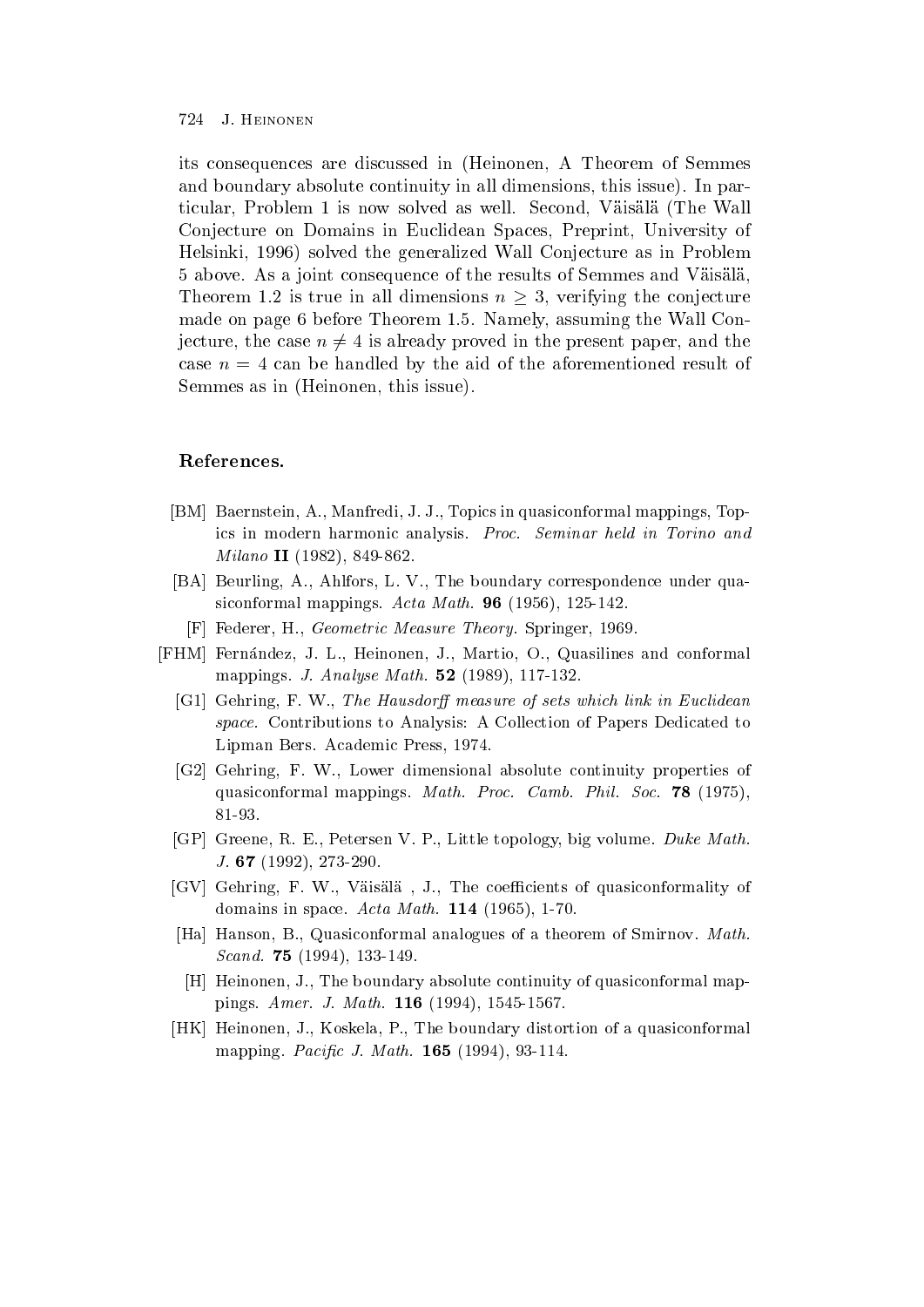its consequences are discussed in (Heinonen, A Theorem of Semmes and boundary absolute continuity in all dimensions, this issue). In particular, Problem 1 is now solved as well. Second, Väisälä (The Wall Conjecture on Domains in Euclidean Spaces, Preprint, University of Helsinki, 1996) solved the generalized Wall Conjecture as in Problem 5 above. As a joint consequence of the results of Semmes and Väisälä, Theorem 1.2 is true in all dimensions $n \geq 3$, verifying the conjecture made on page 6 before Theorem 1.5. Namely, assuming the Wall Conjecture, the case $n \neq 4$ is already proved in the present paper, and the case $n = 4$ can be handled by the aid of the aforementioned result of Semmes as in (Heinonen, this issue).

### References.

[BM] Baernstein, A., Manfredi, J. J., Topics in quasiconformal mappings, Topics in modern harmonic analysis. *Proc. Seminar held in Torino and Milano* **II** (1982), 849-862.

[BA] Beurling, A., Ahlfors, L. V., The boundary correspondence under quasiconformal mappings. *Acta Math.* **96** (1956), 125-142.

[F] Federer, H., *Geometric Measure Theory.* Springer, 1969.

[FHM] Fernández, J. L., Heinonen, J., Martio, O., Quasilines and conformal mappings. *J. Analyse Math.* **52** (1989), 117-132.

[G1] Gehring, F. W., *The Hausdorff measure of sets which link in Euclidean space.* Contributions to Analysis: A Collection of Papers Dedicated to Lipman Bers. Academic Press, 1974.

[G2] Gehring, F. W., Lower dimensional absolute continuity properties of quasiconformal mappings. *Math. Proc. Camb. Phil. Soc.* **78** (1975), 81-93.

[GP] Greene, R. E., Petersen V. P., Little topology, big volume. *Duke Math. J.* **67** (1992), 273-290.

[GV] Gehring, F. W., Väisälä , J., The coefficients of quasiconformality of domains in space. *Acta Math.* **114** (1965), 1-70.

[Ha] Hanson, B., Quasiconformal analogues of a theorem of Smirnov. *Math. Scand.* **75** (1994), 133-149.

[H] Heinonen, J., The boundary absolute continuity of quasiconformal mappings. *Amer. J. Math.* **116** (1994), 1545-1567.

[HK] Heinonen, J., Koskela, P., The boundary distortion of a quasiconformal mapping. *Pacific J. Math.* **165** (1994), 93-114.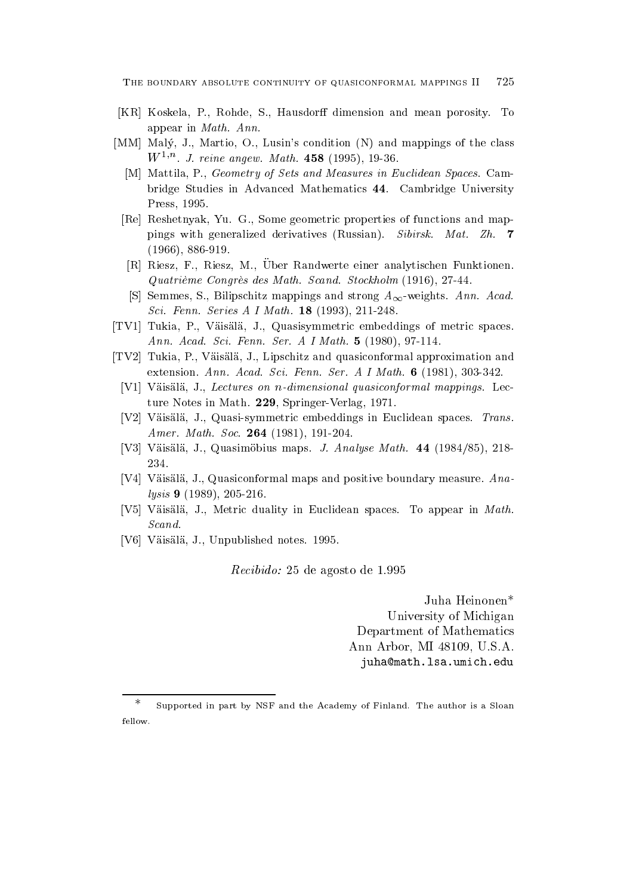[KR] Koskela, P., Rohde, S., Hausdorff dimension and mean porosity. To appear in *Math. Ann.*

[MM] Malý, J., Martio, O., Lusin's condition (N) and mappings of the class $W^{1,n}$. *J. reine angew. Math.* **458** (1995), 19-36.

[M] Mattila, P., *Geometry of Sets and Measures in Euclidean Spaces*. Cambridge Studies in Advanced Mathematics **44**. Cambridge University Press, 1995.

[Re] Reshetnyak, Yu. G., Some geometric properties of functions and mappings with generalized derivatives (Russian). *Sibirsk. Mat. Zh.* **7** (1966), 886-919.

[R] Riesz, F., Riesz, M., Über Randwerte einer analytischen Funktionen. *Quatrième Congrès des Math. Scand. Stockholm* (1916), 27-44.

[S] Semmes, S., Bilipschitz mappings and strong $A_\infty$-weights. *Ann. Acad. Sci. Fenn. Series A I Math.* **18** (1993), 211-248.

[TV1] Tukia, P., Väisälä, J., Quasisymmetric embeddings of metric spaces. *Ann. Acad. Sci. Fenn. Ser. A I Math.* **5** (1980), 97-114.

[TV2] Tukia, P., Väisälä, J., Lipschitz and quasiconformal approximation and extension. *Ann. Acad. Sci. Fenn. Ser. A I Math.* **6** (1981), 303-342.

[V1] Väisälä, J., *Lectures on n-dimensional quasiconformal mappings*. Lecture Notes in Math. **229**, Springer-Verlag, 1971.

[V2] Väisälä, J., Quasi-symmetric embeddings in Euclidean spaces. *Trans. Amer. Math. Soc.* **264** (1981), 191-204.

[V3] Väisälä, J., Quasimöbius maps. *J. Analyse Math.* **44** (1984/85), 218-234.

[V4] Väisälä, J., Quasiconformal maps and positive boundary measure. *Analysis* **9** (1989), 205-216.

[V5] Väisälä, J., Metric duality in Euclidean spaces. To appear in *Math. Scand.*

[V6] Väisälä, J., Unpublished notes. 1995.

*Recibido:* 25 de agosto de 1.995

Juha Heinonen*
University of Michigan
Department of Mathematics
Ann Arbor, MI 48109, U.S.A.
juha@math.lsa.umich.edu

\* Supported in part by NSF and the Academy of Finland. The author is a Sloan fellow.